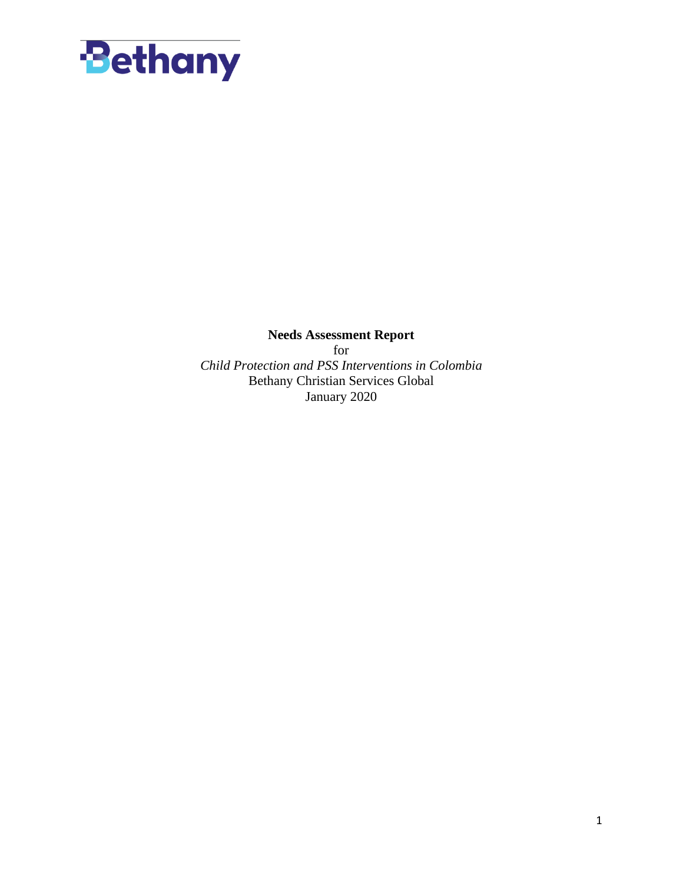Bethany

**Needs Assessment Report**

for

*Child Protection and PSS Interventions in Colombia*

Bethany Christian Services Global

January 2020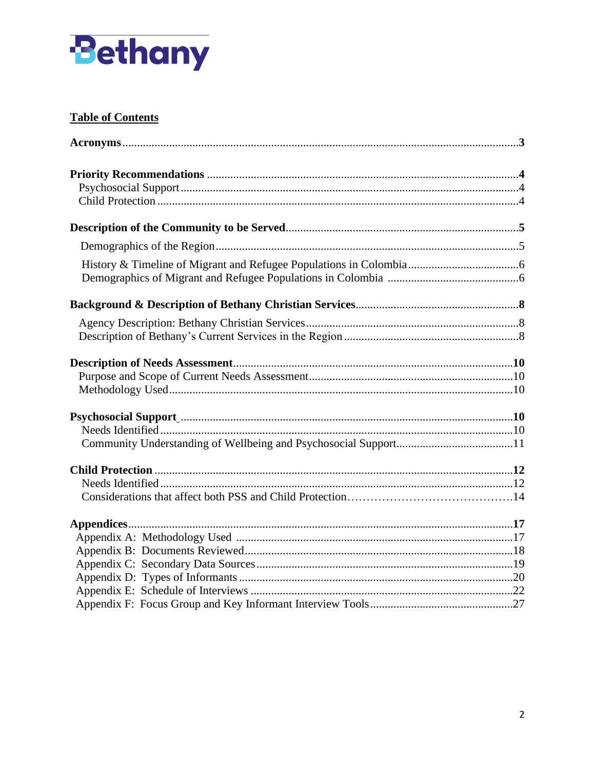Bethany

## Table of Contents

**Acronyms** ..... **3**

**Priority Recommendations** ..... **4**
- Psychosocial Support ..... 4
- Child Protection ..... 4

**Description of the Community to be Served** ..... **5**
- Demographics of the Region ..... 5
- History & Timeline of Migrant and Refugee Populations in Colombia ..... 6
- Demographics of Migrant and Refugee Populations in Colombia ..... 6

**Background & Description of Bethany Christian Services** ..... **8**
- Agency Description: Bethany Christian Services ..... 8
- Description of Bethany's Current Services in the Region ..... 8

**Description of Needs Assessment** ..... **10**
- Purpose and Scope of Current Needs Assessment ..... 10
- Methodology Used ..... 10

**Psychosocial Support** ..... **10**
- Needs Identified ..... 10
- Community Understanding of Wellbeing and Psychosocial Support ..... 11

**Child Protection** ..... **12**
- Needs Identified ..... 12
- Considerations that affect both PSS and Child Protection ..... 14

**Appendices** ..... **17**
- Appendix A: Methodology Used ..... 17
- Appendix B: Documents Reviewed ..... 18
- Appendix C: Secondary Data Sources ..... 19
- Appendix D: Types of Informants ..... 20
- Appendix E: Schedule of Interviews ..... 22
- Appendix F: Focus Group and Key Informant Interview Tools ..... 27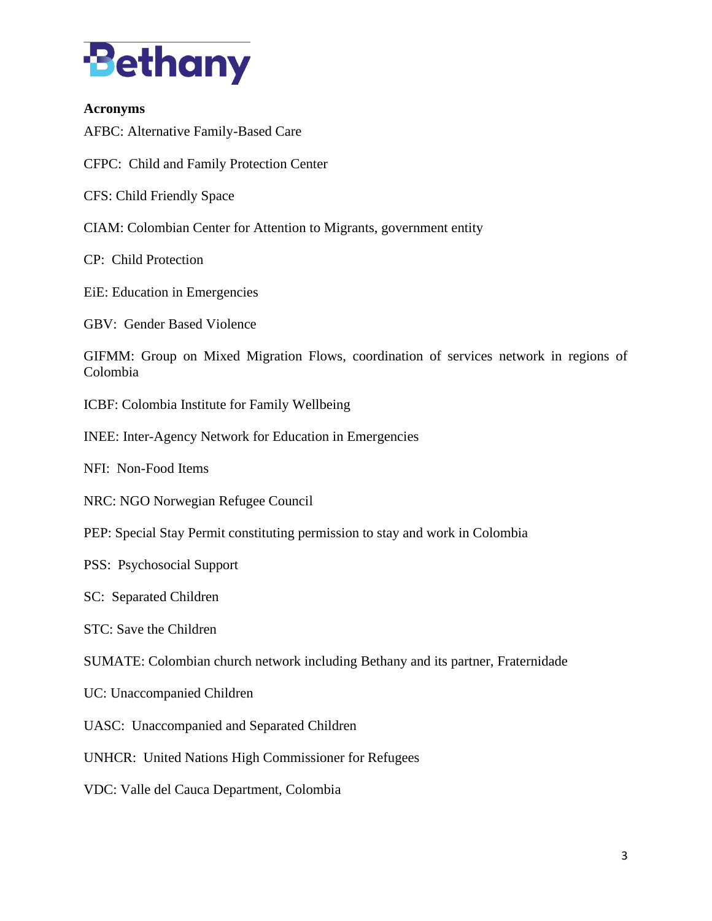**Acronyms**

AFBC: Alternative Family-Based Care

CFPC: Child and Family Protection Center

CFS: Child Friendly Space

CIAM: Colombian Center for Attention to Migrants, government entity

CP: Child Protection

EiE: Education in Emergencies

GBV: Gender Based Violence

GIFMM: Group on Mixed Migration Flows, coordination of services network in regions of Colombia

ICBF: Colombia Institute for Family Wellbeing

INEE: Inter-Agency Network for Education in Emergencies

NFI: Non-Food Items

NRC: NGO Norwegian Refugee Council

PEP: Special Stay Permit constituting permission to stay and work in Colombia

PSS: Psychosocial Support

SC: Separated Children

STC: Save the Children

SUMATE: Colombian church network including Bethany and its partner, Fraternidade

UC: Unaccompanied Children

UASC: Unaccompanied and Separated Children

UNHCR: United Nations High Commissioner for Refugees

VDC: Valle del Cauca Department, Colombia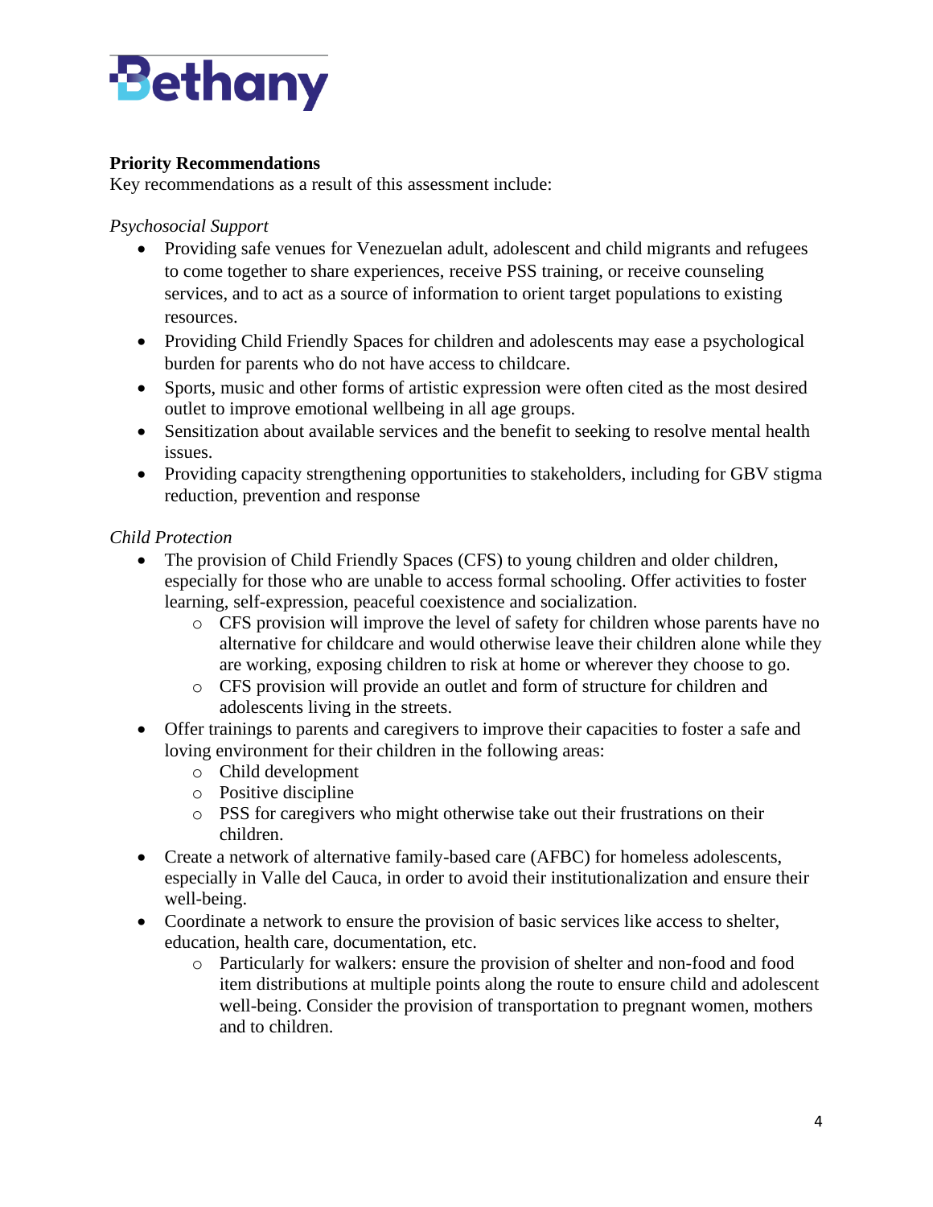**Priority Recommendations**

Key recommendations as a result of this assessment include:

*Psychosocial Support*

- Providing safe venues for Venezuelan adult, adolescent and child migrants and refugees to come together to share experiences, receive PSS training, or receive counseling services, and to act as a source of information to orient target populations to existing resources.
- Providing Child Friendly Spaces for children and adolescents may ease a psychological burden for parents who do not have access to childcare.
- Sports, music and other forms of artistic expression were often cited as the most desired outlet to improve emotional wellbeing in all age groups.
- Sensitization about available services and the benefit to seeking to resolve mental health issues.
- Providing capacity strengthening opportunities to stakeholders, including for GBV stigma reduction, prevention and response

*Child Protection*

- The provision of Child Friendly Spaces (CFS) to young children and older children, especially for those who are unable to access formal schooling. Offer activities to foster learning, self-expression, peaceful coexistence and socialization.
    - CFS provision will improve the level of safety for children whose parents have no alternative for childcare and would otherwise leave their children alone while they are working, exposing children to risk at home or wherever they choose to go.
    - CFS provision will provide an outlet and form of structure for children and adolescents living in the streets.
- Offer trainings to parents and caregivers to improve their capacities to foster a safe and loving environment for their children in the following areas:
    - Child development
    - Positive discipline
    - PSS for caregivers who might otherwise take out their frustrations on their children.
- Create a network of alternative family-based care (AFBC) for homeless adolescents, especially in Valle del Cauca, in order to avoid their institutionalization and ensure their well-being.
- Coordinate a network to ensure the provision of basic services like access to shelter, education, health care, documentation, etc.
    - Particularly for walkers: ensure the provision of shelter and non-food and food item distributions at multiple points along the route to ensure child and adolescent well-being. Consider the provision of transportation to pregnant women, mothers and to children.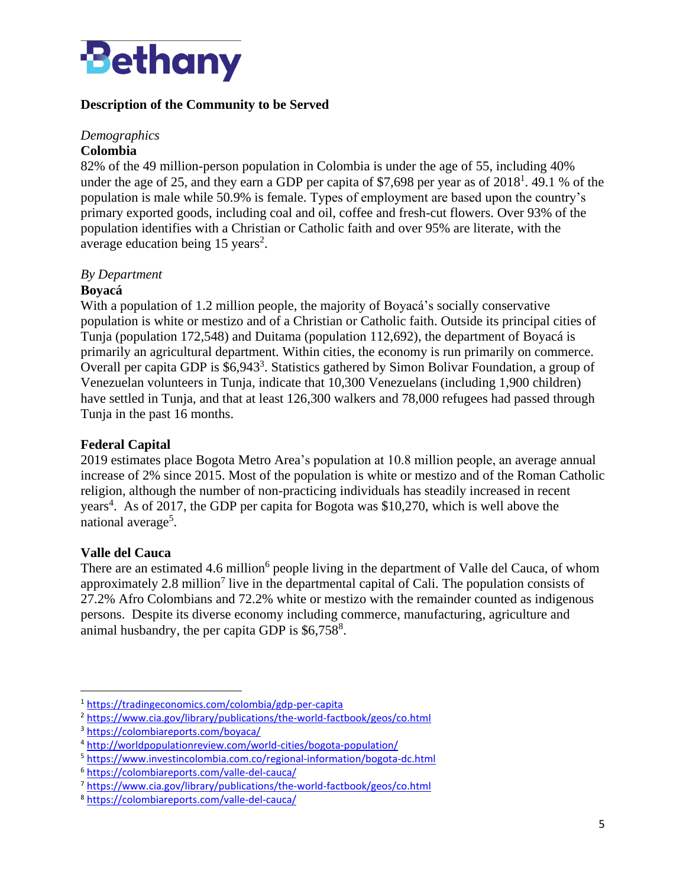## Description of the Community to be Served

*Demographics*

**Colombia**

82% of the 49 million-person population in Colombia is under the age of 55, including 40% under the age of 25, and they earn a GDP per capita of $7,698 per year as of 2018[1]. 49.1 % of the population is male while 50.9% is female. Types of employment are based upon the country's primary exported goods, including coal and oil, coffee and fresh-cut flowers. Over 93% of the population identifies with a Christian or Catholic faith and over 95% are literate, with the average education being 15 years[2].

*By Department*

**Boyacá**

With a population of 1.2 million people, the majority of Boyacá's socially conservative population is white or mestizo and of a Christian or Catholic faith. Outside its principal cities of Tunja (population 172,548) and Duitama (population 112,692), the department of Boyacá is primarily an agricultural department. Within cities, the economy is run primarily on commerce. Overall per capita GDP is $6,943[3]. Statistics gathered by Simon Bolivar Foundation, a group of Venezuelan volunteers in Tunja, indicate that 10,300 Venezuelans (including 1,900 children) have settled in Tunja, and that at least 126,300 walkers and 78,000 refugees had passed through Tunja in the past 16 months.

**Federal Capital**

2019 estimates place Bogota Metro Area's population at 10.8 million people, an average annual increase of 2% since 2015. Most of the population is white or mestizo and of the Roman Catholic religion, although the number of non-practicing individuals has steadily increased in recent years[4]. As of 2017, the GDP per capita for Bogota was $10,270, which is well above the national average[5].

**Valle del Cauca**

There are an estimated 4.6 million[6] people living in the department of Valle del Cauca, of whom approximately 2.8 million[7] live in the departmental capital of Cali. The population consists of 27.2% Afro Colombians and 72.2% white or mestizo with the remainder counted as indigenous persons. Despite its diverse economy including commerce, manufacturing, agriculture and animal husbandry, the per capita GDP is $6,758[8].

---

[1] https://tradingeconomics.com/colombia/gdp-per-capita
[2] https://www.cia.gov/library/publications/the-world-factbook/geos/co.html
[3] https://colombiareports.com/boyaca/
[4] http://worldpopulationreview.com/world-cities/bogota-population/
[5] https://www.investincolombia.com.co/regional-information/bogota-dc.html
[6] https://colombiareports.com/valle-del-cauca/
[7] https://www.cia.gov/library/publications/the-world-factbook/geos/co.html
[8] https://colombiareports.com/valle-del-cauca/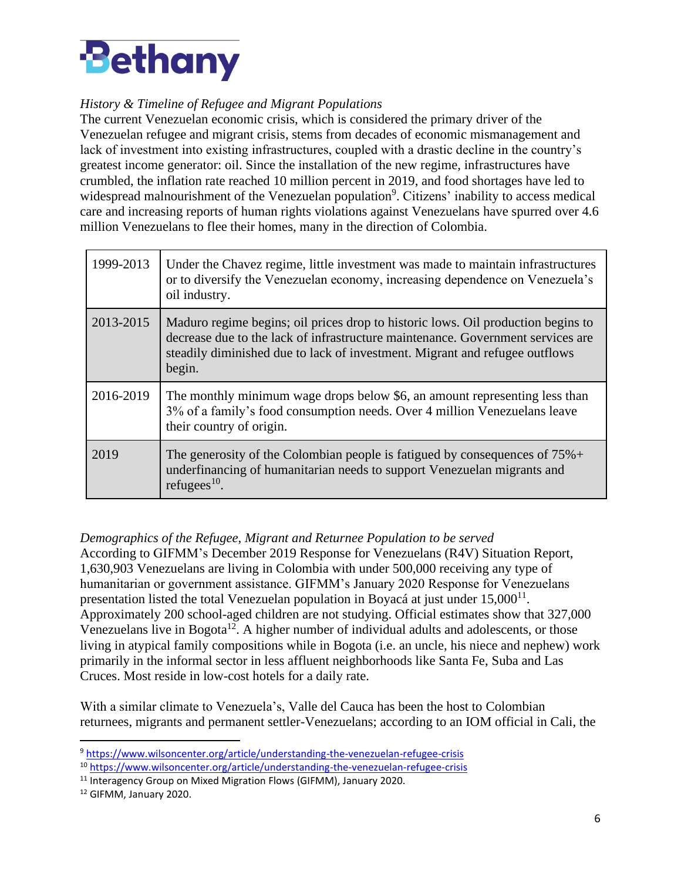*History & Timeline of Refugee and Migrant Populations*

The current Venezuelan economic crisis, which is considered the primary driver of the Venezuelan refugee and migrant crisis, stems from decades of economic mismanagement and lack of investment into existing infrastructures, coupled with a drastic decline in the country's greatest income generator: oil. Since the installation of the new regime, infrastructures have crumbled, the inflation rate reached 10 million percent in 2019, and food shortages have led to widespread malnourishment of the Venezuelan population[9]. Citizens' inability to access medical care and increasing reports of human rights violations against Venezuelans have spurred over 4.6 million Venezuelans to flee their homes, many in the direction of Colombia.

| | |
|---|---|
| 1999-2013 | Under the Chavez regime, little investment was made to maintain infrastructures or to diversify the Venezuelan economy, increasing dependence on Venezuela's oil industry. |
| 2013-2015 | Maduro regime begins; oil prices drop to historic lows. Oil production begins to decrease due to the lack of infrastructure maintenance. Government services are steadily diminished due to lack of investment. Migrant and refugee outflows begin. |
| 2016-2019 | The monthly minimum wage drops below $6, an amount representing less than 3% of a family's food consumption needs. Over 4 million Venezuelans leave their country of origin. |
| 2019 | The generosity of the Colombian people is fatigued by consequences of 75%+ underfinancing of humanitarian needs to support Venezuelan migrants and refugees[10]. |

*Demographics of the Refugee, Migrant and Returnee Population to be served*

According to GIFMM's December 2019 Response for Venezuelans (R4V) Situation Report, 1,630,903 Venezuelans are living in Colombia with under 500,000 receiving any type of humanitarian or government assistance. GIFMM's January 2020 Response for Venezuelans presentation listed the total Venezuelan population in Boyacá at just under 15,000[11]. Approximately 200 school-aged children are not studying. Official estimates show that 327,000 Venezuelans live in Bogota[12]. A higher number of individual adults and adolescents, or those living in atypical family compositions while in Bogota (i.e. an uncle, his niece and nephew) work primarily in the informal sector in less affluent neighborhoods like Santa Fe, Suba and Las Cruces. Most reside in low-cost hotels for a daily rate.

With a similar climate to Venezuela's, Valle del Cauca has been the host to Colombian returnees, migrants and permanent settler-Venezuelans; according to an IOM official in Cali, the

---

[9] https://www.wilsoncenter.org/article/understanding-the-venezuelan-refugee-crisis

[10] https://www.wilsoncenter.org/article/understanding-the-venezuelan-refugee-crisis

[11] Interagency Group on Mixed Migration Flows (GIFMM), January 2020.

[12] GIFMM, January 2020.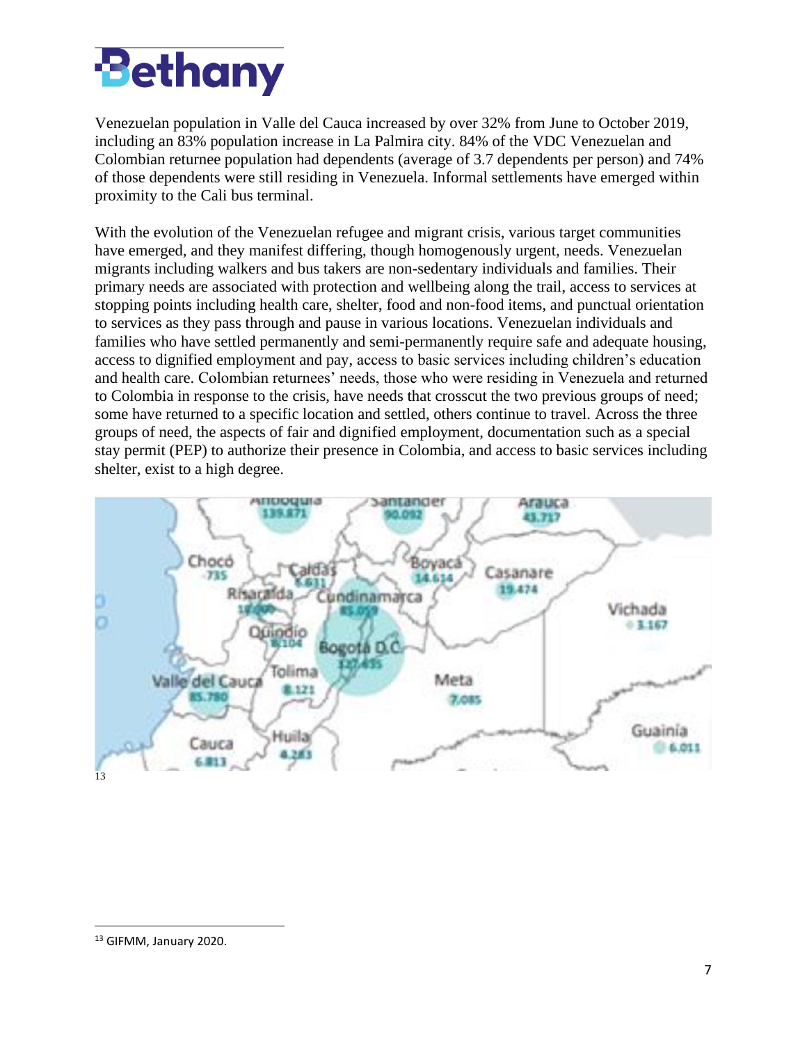Venezuelan population in Valle del Cauca increased by over 32% from June to October 2019, including an 83% population increase in La Palmira city. 84% of the VDC Venezuelan and Colombian returnee population had dependents (average of 3.7 dependents per person) and 74% of those dependents were still residing in Venezuela. Informal settlements have emerged within proximity to the Cali bus terminal.

With the evolution of the Venezuelan refugee and migrant crisis, various target communities have emerged, and they manifest differing, though homogenously urgent, needs. Venezuelan migrants including walkers and bus takers are non-sedentary individuals and families. Their primary needs are associated with protection and wellbeing along the trail, access to services at stopping points including health care, shelter, food and non-food items, and punctual orientation to services as they pass through and pause in various locations. Venezuelan individuals and families who have settled permanently and semi-permanently require safe and adequate housing, access to dignified employment and pay, access to basic services including children's education and health care. Colombian returnees' needs, those who were residing in Venezuela and returned to Colombia in response to the crisis, have needs that crosscut the two previous groups of need; some have returned to a specific location and settled, others continue to travel. Across the three groups of need, the aspects of fair and dignified employment, documentation such as a special stay permit (PEP) to authorize their presence in Colombia, and access to basic services including shelter, exist to a high degree.

[13]

[13] GIFMM, January 2020.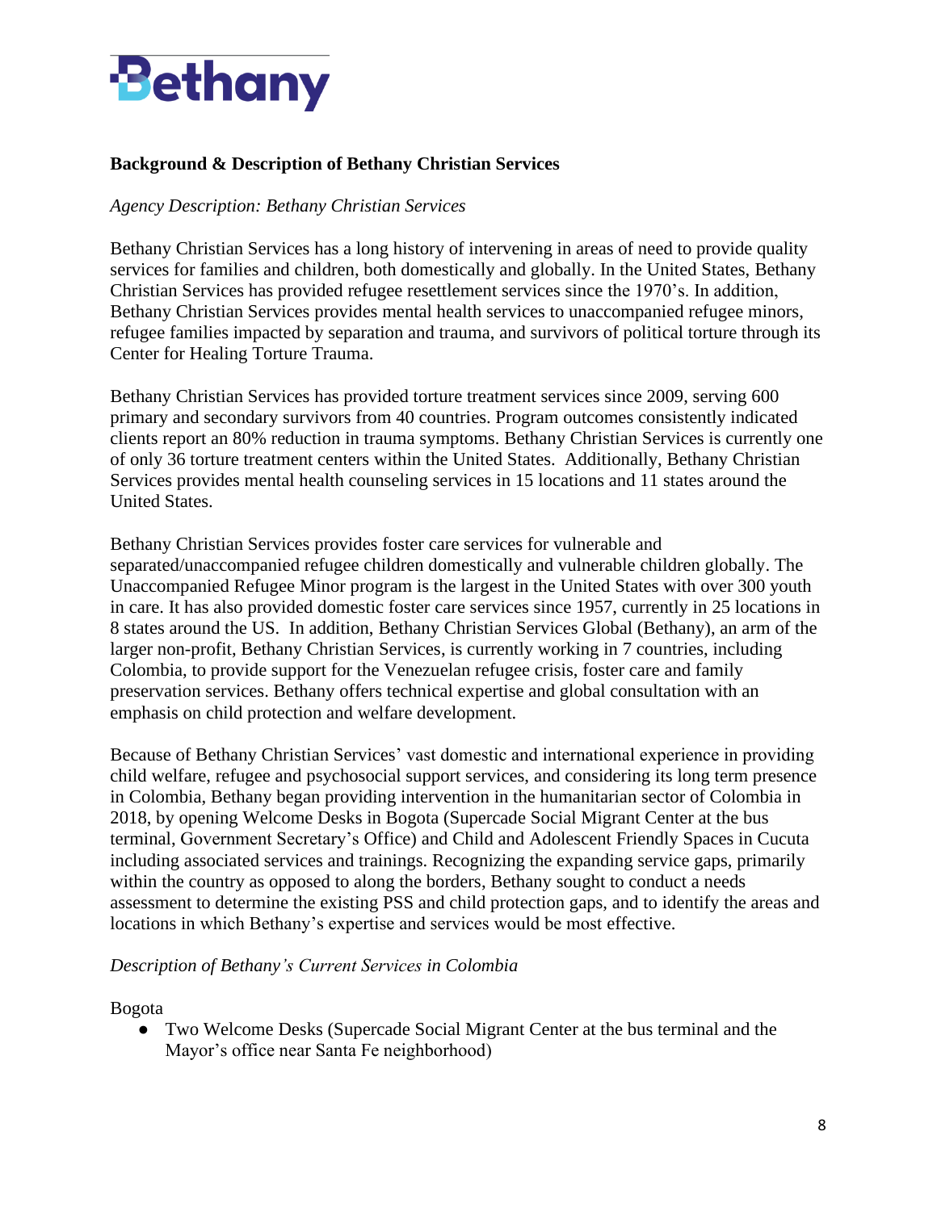**Background & Description of Bethany Christian Services**

*Agency Description: Bethany Christian Services*

Bethany Christian Services has a long history of intervening in areas of need to provide quality services for families and children, both domestically and globally. In the United States, Bethany Christian Services has provided refugee resettlement services since the 1970's. In addition, Bethany Christian Services provides mental health services to unaccompanied refugee minors, refugee families impacted by separation and trauma, and survivors of political torture through its Center for Healing Torture Trauma.

Bethany Christian Services has provided torture treatment services since 2009, serving 600 primary and secondary survivors from 40 countries. Program outcomes consistently indicated clients report an 80% reduction in trauma symptoms. Bethany Christian Services is currently one of only 36 torture treatment centers within the United States. Additionally, Bethany Christian Services provides mental health counseling services in 15 locations and 11 states around the United States.

Bethany Christian Services provides foster care services for vulnerable and separated/unaccompanied refugee children domestically and vulnerable children globally. The Unaccompanied Refugee Minor program is the largest in the United States with over 300 youth in care. It has also provided domestic foster care services since 1957, currently in 25 locations in 8 states around the US. In addition, Bethany Christian Services Global (Bethany), an arm of the larger non-profit, Bethany Christian Services, is currently working in 7 countries, including Colombia, to provide support for the Venezuelan refugee crisis, foster care and family preservation services. Bethany offers technical expertise and global consultation with an emphasis on child protection and welfare development.

Because of Bethany Christian Services' vast domestic and international experience in providing child welfare, refugee and psychosocial support services, and considering its long term presence in Colombia, Bethany began providing intervention in the humanitarian sector of Colombia in 2018, by opening Welcome Desks in Bogota (Supercade Social Migrant Center at the bus terminal, Government Secretary's Office) and Child and Adolescent Friendly Spaces in Cucuta including associated services and trainings. Recognizing the expanding service gaps, primarily within the country as opposed to along the borders, Bethany sought to conduct a needs assessment to determine the existing PSS and child protection gaps, and to identify the areas and locations in which Bethany's expertise and services would be most effective.

*Description of Bethany's Current Services in Colombia*

Bogota

- Two Welcome Desks (Supercade Social Migrant Center at the bus terminal and the Mayor's office near Santa Fe neighborhood)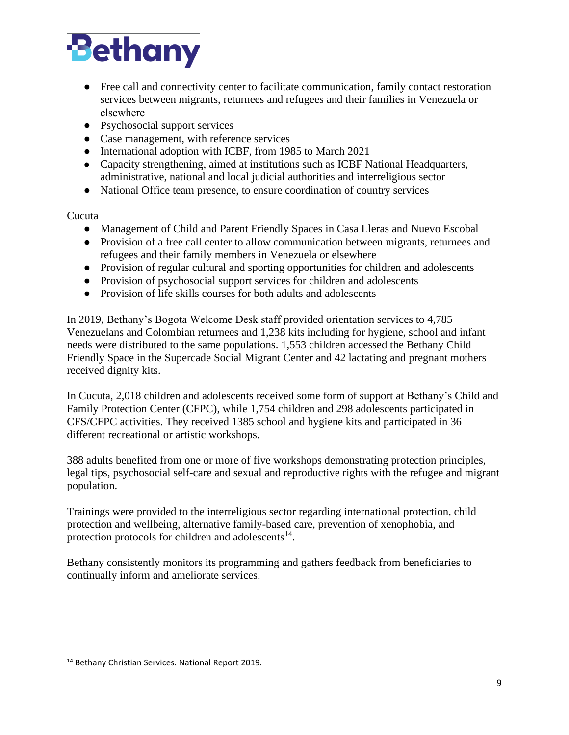- Free call and connectivity center to facilitate communication, family contact restoration services between migrants, returnees and refugees and their families in Venezuela or elsewhere
- Psychosocial support services
- Case management, with reference services
- International adoption with ICBF, from 1985 to March 2021
- Capacity strengthening, aimed at institutions such as ICBF National Headquarters, administrative, national and local judicial authorities and interreligious sector
- National Office team presence, to ensure coordination of country services

Cucuta

- Management of Child and Parent Friendly Spaces in Casa Lleras and Nuevo Escobal
- Provision of a free call center to allow communication between migrants, returnees and refugees and their family members in Venezuela or elsewhere
- Provision of regular cultural and sporting opportunities for children and adolescents
- Provision of psychosocial support services for children and adolescents
- Provision of life skills courses for both adults and adolescents

In 2019, Bethany's Bogota Welcome Desk staff provided orientation services to 4,785 Venezuelans and Colombian returnees and 1,238 kits including for hygiene, school and infant needs were distributed to the same populations. 1,553 children accessed the Bethany Child Friendly Space in the Supercade Social Migrant Center and 42 lactating and pregnant mothers received dignity kits.

In Cucuta, 2,018 children and adolescents received some form of support at Bethany's Child and Family Protection Center (CFPC), while 1,754 children and 298 adolescents participated in CFS/CFPC activities. They received 1385 school and hygiene kits and participated in 36 different recreational or artistic workshops.

388 adults benefited from one or more of five workshops demonstrating protection principles, legal tips, psychosocial self-care and sexual and reproductive rights with the refugee and migrant population.

Trainings were provided to the interreligious sector regarding international protection, child protection and wellbeing, alternative family-based care, prevention of xenophobia, and protection protocols for children and adolescents[14].

Bethany consistently monitors its programming and gathers feedback from beneficiaries to continually inform and ameliorate services.

[14] Bethany Christian Services. National Report 2019.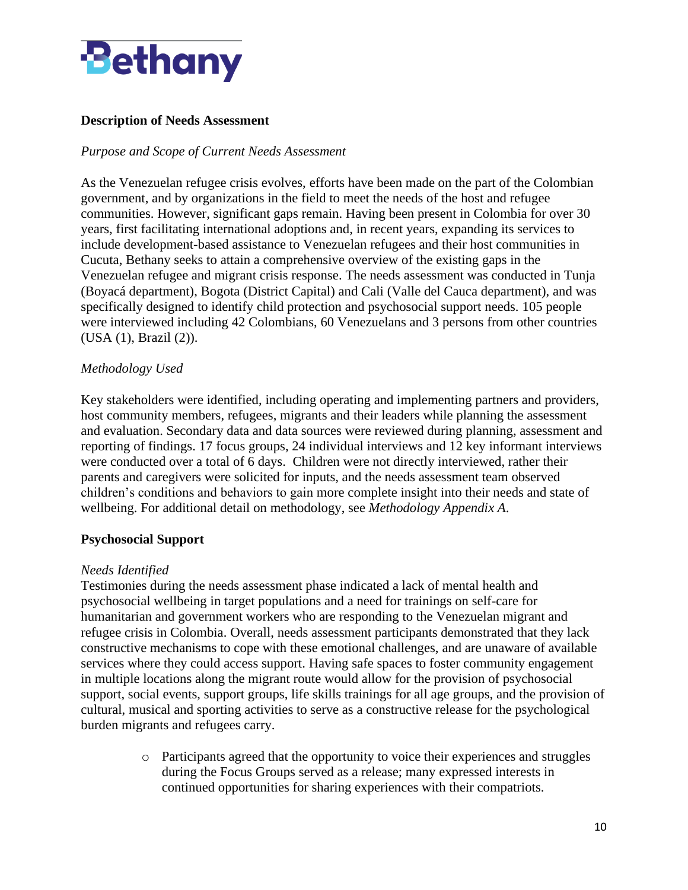**Description of Needs Assessment**

*Purpose and Scope of Current Needs Assessment*

As the Venezuelan refugee crisis evolves, efforts have been made on the part of the Colombian government, and by organizations in the field to meet the needs of the host and refugee communities. However, significant gaps remain. Having been present in Colombia for over 30 years, first facilitating international adoptions and, in recent years, expanding its services to include development-based assistance to Venezuelan refugees and their host communities in Cucuta, Bethany seeks to attain a comprehensive overview of the existing gaps in the Venezuelan refugee and migrant crisis response. The needs assessment was conducted in Tunja (Boyacá department), Bogota (District Capital) and Cali (Valle del Cauca department), and was specifically designed to identify child protection and psychosocial support needs. 105 people were interviewed including 42 Colombians, 60 Venezuelans and 3 persons from other countries (USA (1), Brazil (2)).

*Methodology Used*

Key stakeholders were identified, including operating and implementing partners and providers, host community members, refugees, migrants and their leaders while planning the assessment and evaluation. Secondary data and data sources were reviewed during planning, assessment and reporting of findings. 17 focus groups, 24 individual interviews and 12 key informant interviews were conducted over a total of 6 days. Children were not directly interviewed, rather their parents and caregivers were solicited for inputs, and the needs assessment team observed children's conditions and behaviors to gain more complete insight into their needs and state of wellbeing. For additional detail on methodology, see *Methodology Appendix A.*

**Psychosocial Support**

*Needs Identified*

Testimonies during the needs assessment phase indicated a lack of mental health and psychosocial wellbeing in target populations and a need for trainings on self-care for humanitarian and government workers who are responding to the Venezuelan migrant and refugee crisis in Colombia. Overall, needs assessment participants demonstrated that they lack constructive mechanisms to cope with these emotional challenges, and are unaware of available services where they could access support. Having safe spaces to foster community engagement in multiple locations along the migrant route would allow for the provision of psychosocial support, social events, support groups, life skills trainings for all age groups, and the provision of cultural, musical and sporting activities to serve as a constructive release for the psychological burden migrants and refugees carry.

- Participants agreed that the opportunity to voice their experiences and struggles during the Focus Groups served as a release; many expressed interests in continued opportunities for sharing experiences with their compatriots.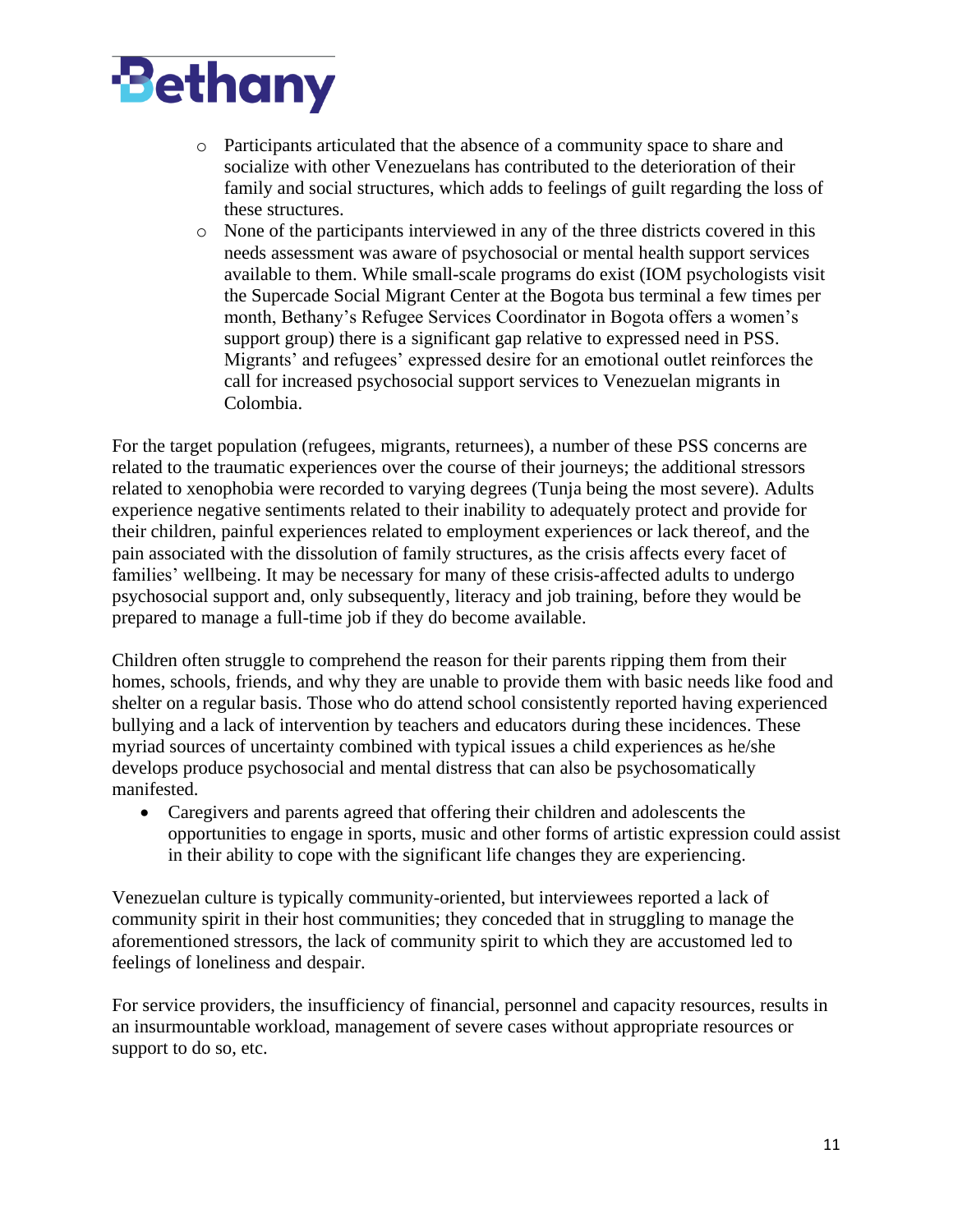- Participants articulated that the absence of a community space to share and socialize with other Venezuelans has contributed to the deterioration of their family and social structures, which adds to feelings of guilt regarding the loss of these structures.
  - None of the participants interviewed in any of the three districts covered in this needs assessment was aware of psychosocial or mental health support services available to them. While small-scale programs do exist (IOM psychologists visit the Supercade Social Migrant Center at the Bogota bus terminal a few times per month, Bethany's Refugee Services Coordinator in Bogota offers a women's support group) there is a significant gap relative to expressed need in PSS. Migrants' and refugees' expressed desire for an emotional outlet reinforces the call for increased psychosocial support services to Venezuelan migrants in Colombia.

For the target population (refugees, migrants, returnees), a number of these PSS concerns are related to the traumatic experiences over the course of their journeys; the additional stressors related to xenophobia were recorded to varying degrees (Tunja being the most severe). Adults experience negative sentiments related to their inability to adequately protect and provide for their children, painful experiences related to employment experiences or lack thereof, and the pain associated with the dissolution of family structures, as the crisis affects every facet of families' wellbeing. It may be necessary for many of these crisis-affected adults to undergo psychosocial support and, only subsequently, literacy and job training, before they would be prepared to manage a full-time job if they do become available.

Children often struggle to comprehend the reason for their parents ripping them from their homes, schools, friends, and why they are unable to provide them with basic needs like food and shelter on a regular basis. Those who do attend school consistently reported having experienced bullying and a lack of intervention by teachers and educators during these incidences. These myriad sources of uncertainty combined with typical issues a child experiences as he/she develops produce psychosocial and mental distress that can also be psychosomatically manifested.

- Caregivers and parents agreed that offering their children and adolescents the opportunities to engage in sports, music and other forms of artistic expression could assist in their ability to cope with the significant life changes they are experiencing.

Venezuelan culture is typically community-oriented, but interviewees reported a lack of community spirit in their host communities; they conceded that in struggling to manage the aforementioned stressors, the lack of community spirit to which they are accustomed led to feelings of loneliness and despair.

For service providers, the insufficiency of financial, personnel and capacity resources, results in an insurmountable workload, management of severe cases without appropriate resources or support to do so, etc.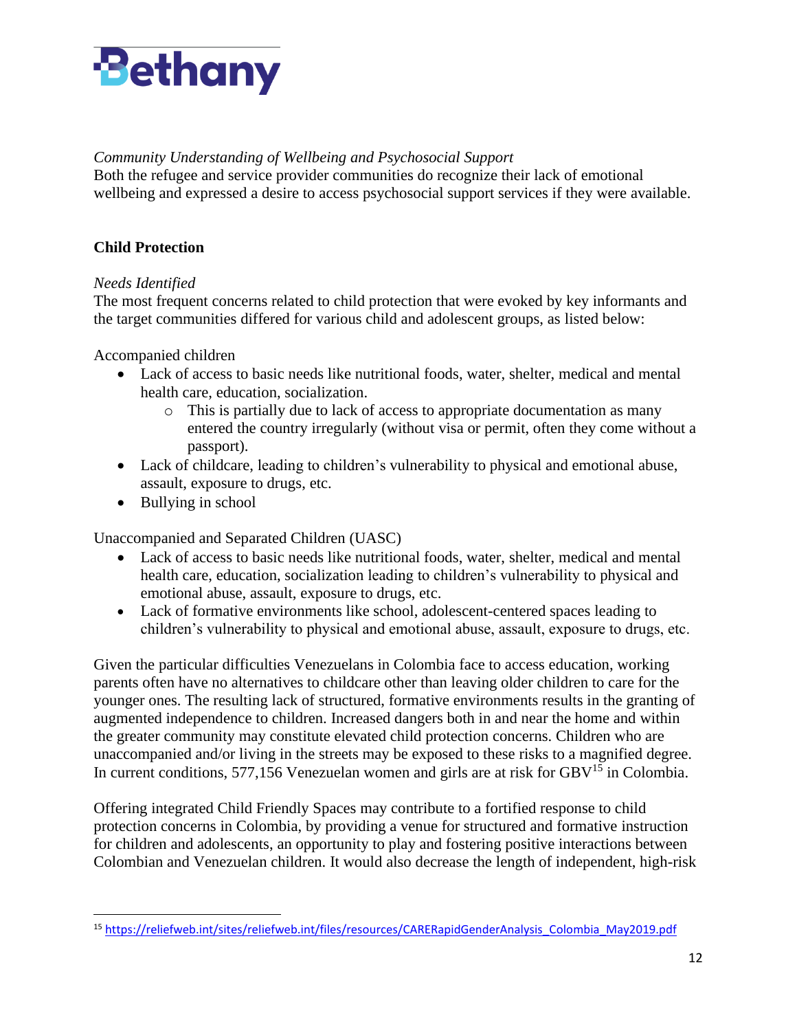*Community Understanding of Wellbeing and Psychosocial Support*
Both the refugee and service provider communities do recognize their lack of emotional wellbeing and expressed a desire to access psychosocial support services if they were available.

**Child Protection**

*Needs Identified*
The most frequent concerns related to child protection that were evoked by key informants and the target communities differed for various child and adolescent groups, as listed below:

Accompanied children

- Lack of access to basic needs like nutritional foods, water, shelter, medical and mental health care, education, socialization.
    - This is partially due to lack of access to appropriate documentation as many entered the country irregularly (without visa or permit, often they come without a passport).
- Lack of childcare, leading to children's vulnerability to physical and emotional abuse, assault, exposure to drugs, etc.
- Bullying in school

Unaccompanied and Separated Children (UASC)

- Lack of access to basic needs like nutritional foods, water, shelter, medical and mental health care, education, socialization leading to children's vulnerability to physical and emotional abuse, assault, exposure to drugs, etc.
- Lack of formative environments like school, adolescent-centered spaces leading to children's vulnerability to physical and emotional abuse, assault, exposure to drugs, etc.

Given the particular difficulties Venezuelans in Colombia face to access education, working parents often have no alternatives to childcare other than leaving older children to care for the younger ones. The resulting lack of structured, formative environments results in the granting of augmented independence to children. Increased dangers both in and near the home and within the greater community may constitute elevated child protection concerns. Children who are unaccompanied and/or living in the streets may be exposed to these risks to a magnified degree. In current conditions, 577,156 Venezuelan women and girls are at risk for GBV[15] in Colombia.

Offering integrated Child Friendly Spaces may contribute to a fortified response to child protection concerns in Colombia, by providing a venue for structured and formative instruction for children and adolescents, an opportunity to play and fostering positive interactions between Colombian and Venezuelan children. It would also decrease the length of independent, high-risk

[15] https://reliefweb.int/sites/reliefweb.int/files/resources/CARERapidGenderAnalysis_Colombia_May2019.pdf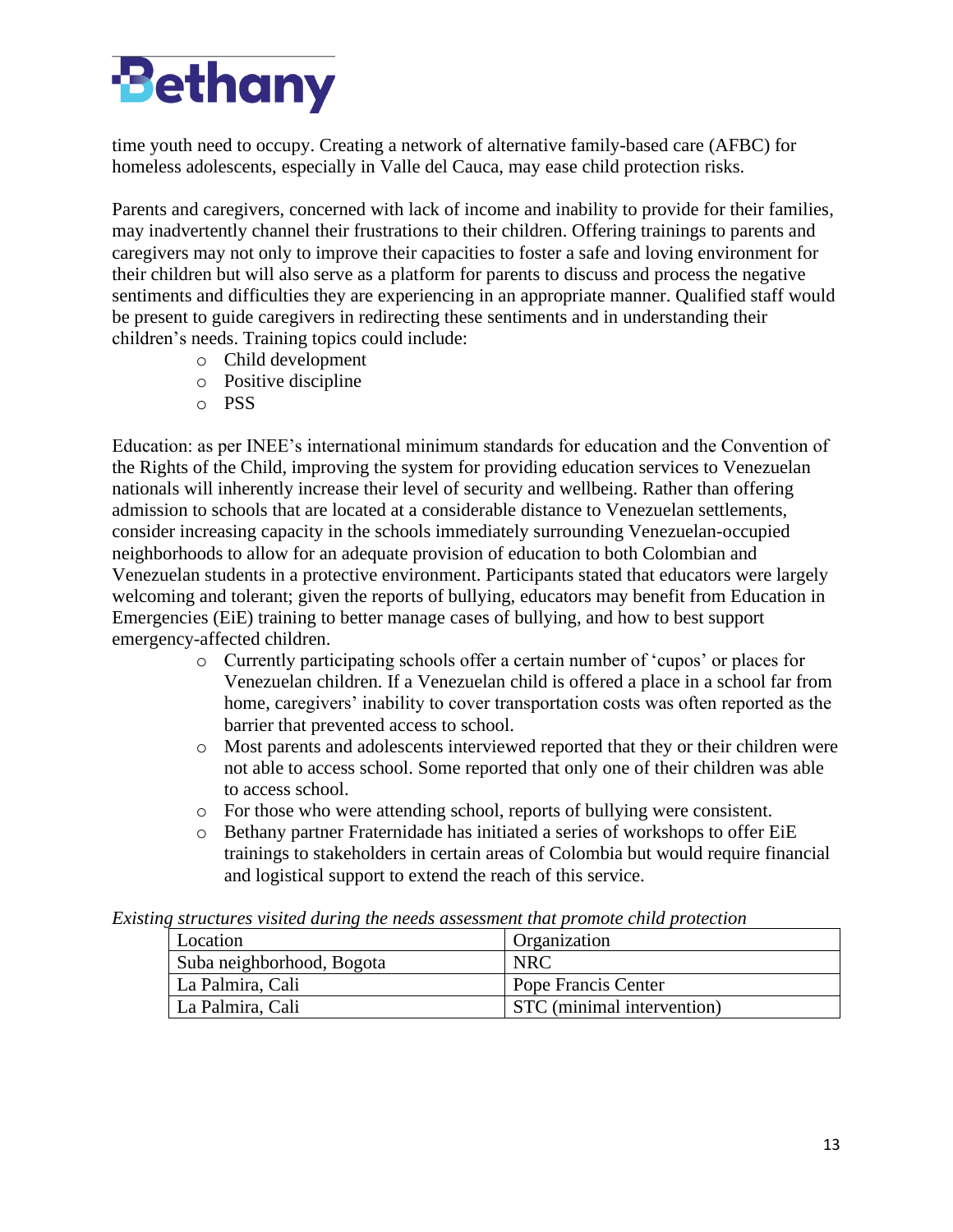time youth need to occupy. Creating a network of alternative family-based care (AFBC) for homeless adolescents, especially in Valle del Cauca, may ease child protection risks.

Parents and caregivers, concerned with lack of income and inability to provide for their families, may inadvertently channel their frustrations to their children. Offering trainings to parents and caregivers may not only to improve their capacities to foster a safe and loving environment for their children but will also serve as a platform for parents to discuss and process the negative sentiments and difficulties they are experiencing in an appropriate manner. Qualified staff would be present to guide caregivers in redirecting these sentiments and in understanding their children's needs. Training topics could include:

- Child development
- Positive discipline
- PSS

Education: as per INEE's international minimum standards for education and the Convention of the Rights of the Child, improving the system for providing education services to Venezuelan nationals will inherently increase their level of security and wellbeing. Rather than offering admission to schools that are located at a considerable distance to Venezuelan settlements, consider increasing capacity in the schools immediately surrounding Venezuelan-occupied neighborhoods to allow for an adequate provision of education to both Colombian and Venezuelan students in a protective environment. Participants stated that educators were largely welcoming and tolerant; given the reports of bullying, educators may benefit from Education in Emergencies (EiE) training to better manage cases of bullying, and how to best support emergency-affected children.

- Currently participating schools offer a certain number of 'cupos' or places for Venezuelan children. If a Venezuelan child is offered a place in a school far from home, caregivers' inability to cover transportation costs was often reported as the barrier that prevented access to school.
- Most parents and adolescents interviewed reported that they or their children were not able to access school. Some reported that only one of their children was able to access school.
- For those who were attending school, reports of bullying were consistent.
- Bethany partner Fraternidade has initiated a series of workshops to offer EiE trainings to stakeholders in certain areas of Colombia but would require financial and logistical support to extend the reach of this service.

*Existing structures visited during the needs assessment that promote child protection*

| Location | Organization |
|---|---|
| Suba neighborhood, Bogota | NRC |
| La Palmira, Cali | Pope Francis Center |
| La Palmira, Cali | STC (minimal intervention) |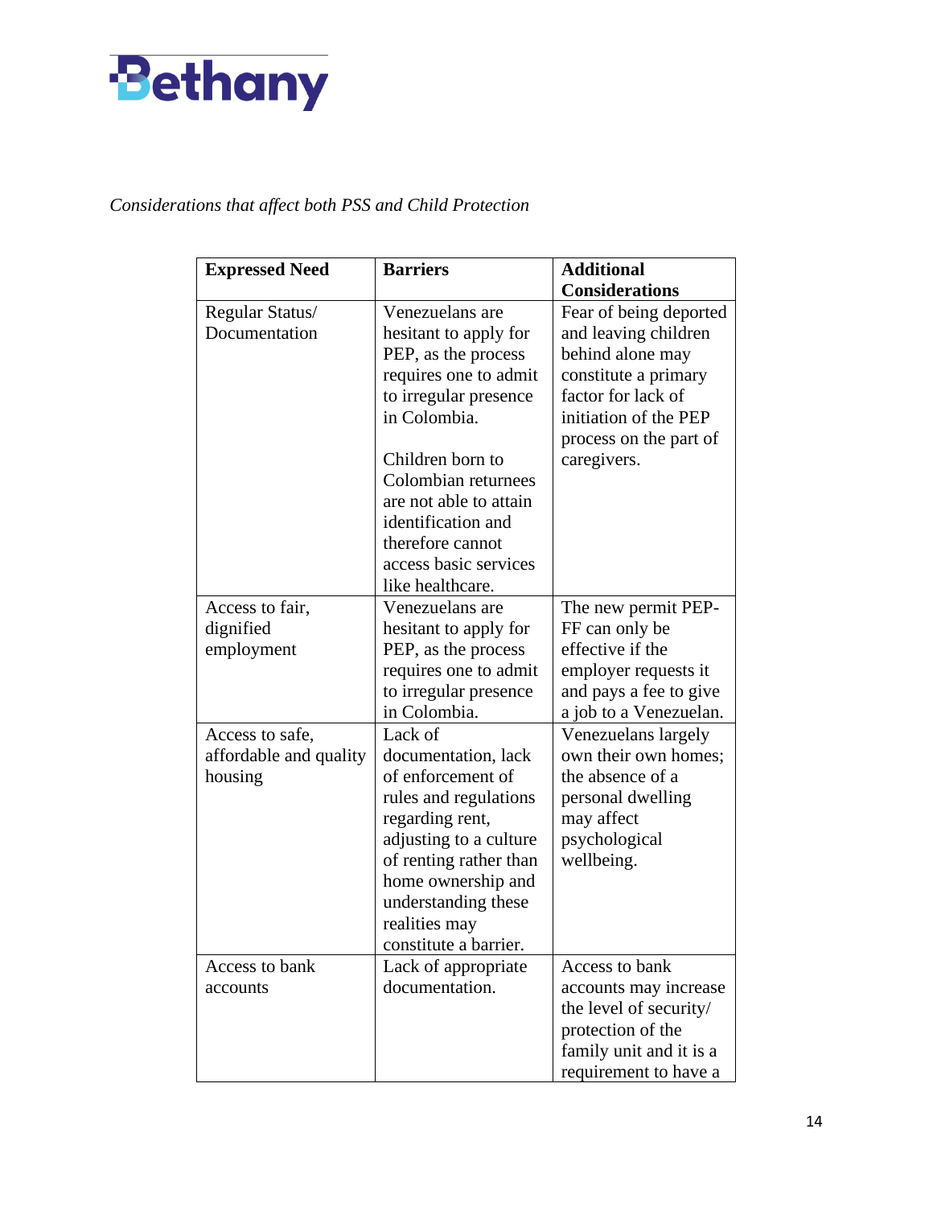*Considerations that affect both PSS and Child Protection*

| Expressed Need | Barriers | Additional Considerations |
|---|---|---|
| Regular Status/ Documentation | Venezuelans are hesitant to apply for PEP, as the process requires one to admit to irregular presence in Colombia.<br><br>Children born to Colombian returnees are not able to attain identification and therefore cannot access basic services like healthcare. | Fear of being deported and leaving children behind alone may constitute a primary factor for lack of initiation of the PEP process on the part of caregivers. |
| Access to fair, dignified employment | Venezuelans are hesitant to apply for PEP, as the process requires one to admit to irregular presence in Colombia. | The new permit PEP-FF can only be effective if the employer requests it and pays a fee to give a job to a Venezuelan. |
| Access to safe, affordable and quality housing | Lack of documentation, lack of enforcement of rules and regulations regarding rent, adjusting to a culture of renting rather than home ownership and understanding these realities may constitute a barrier. | Venezuelans largely own their own homes; the absence of a personal dwelling may affect psychological wellbeing. |
| Access to bank accounts | Lack of appropriate documentation. | Access to bank accounts may increase the level of security/ protection of the family unit and it is a requirement to have a |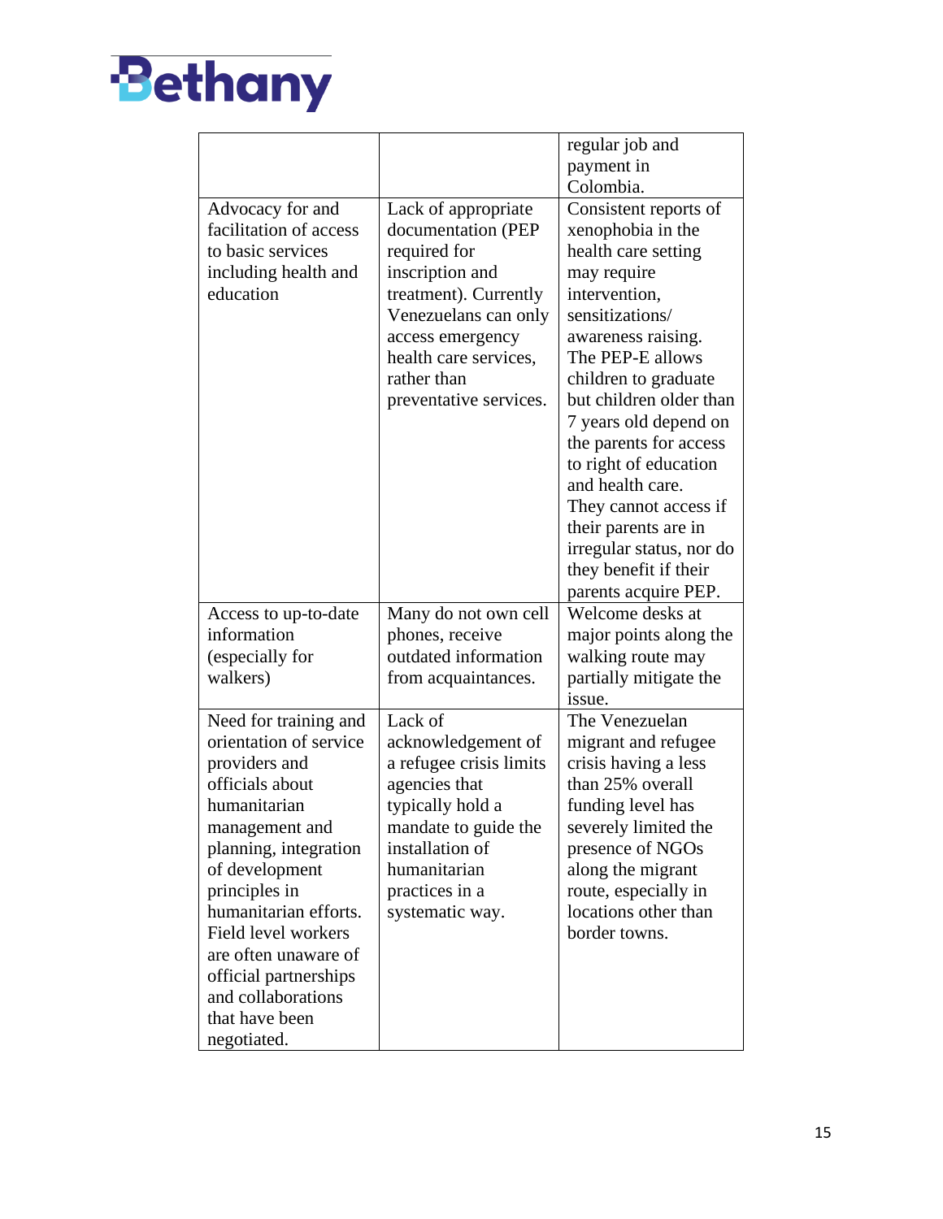| | | |
|---|---|---|
| | | regular job and payment in Colombia. |
| Advocacy for and facilitation of access to basic services including health and education | Lack of appropriate documentation (PEP required for inscription and treatment). Currently Venezuelans can only access emergency health care services, rather than preventative services. | Consistent reports of xenophobia in the health care setting may require intervention, sensitizations/ awareness raising. The PEP-E allows children to graduate but children older than 7 years old depend on the parents for access to right of education and health care. They cannot access if their parents are in irregular status, nor do they benefit if their parents acquire PEP. |
| Access to up-to-date information (especially for walkers) | Many do not own cell phones, receive outdated information from acquaintances. | Welcome desks at major points along the walking route may partially mitigate the issue. |
| Need for training and orientation of service providers and officials about humanitarian management and planning, integration of development principles in humanitarian efforts. Field level workers are often unaware of official partnerships and collaborations that have been negotiated. | Lack of acknowledgement of a refugee crisis limits agencies that typically hold a mandate to guide the installation of humanitarian practices in a systematic way. | The Venezuelan migrant and refugee crisis having a less than 25% overall funding level has severely limited the presence of NGOs along the migrant route, especially in locations other than border towns. |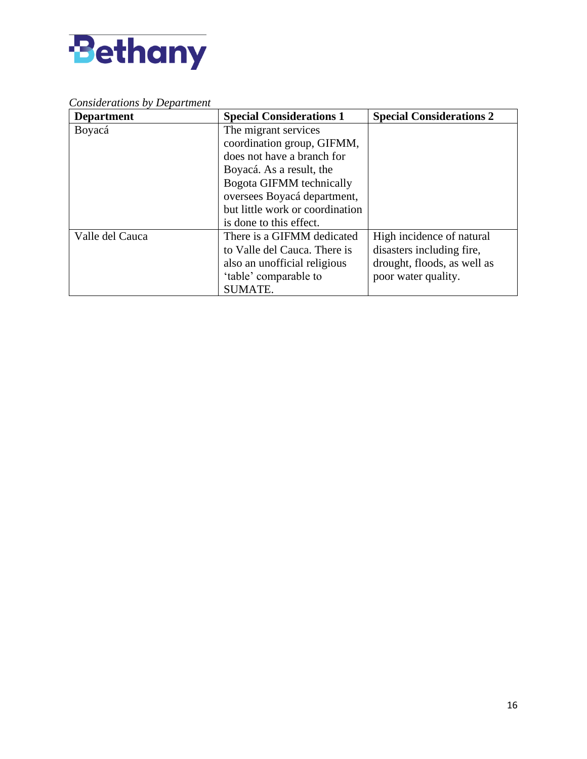*Considerations by Department*

| Department | Special Considerations 1 | Special Considerations 2 |
| --- | --- | --- |
| Boyacá | The migrant services coordination group, GIFMM, does not have a branch for Boyacá. As a result, the Bogota GIFMM technically oversees Boyacá department, but little work or coordination is done to this effect. | |
| Valle del Cauca | There is a GIFMM dedicated to Valle del Cauca. There is also an unofficial religious 'table' comparable to SUMATE. | High incidence of natural disasters including fire, drought, floods, as well as poor water quality. |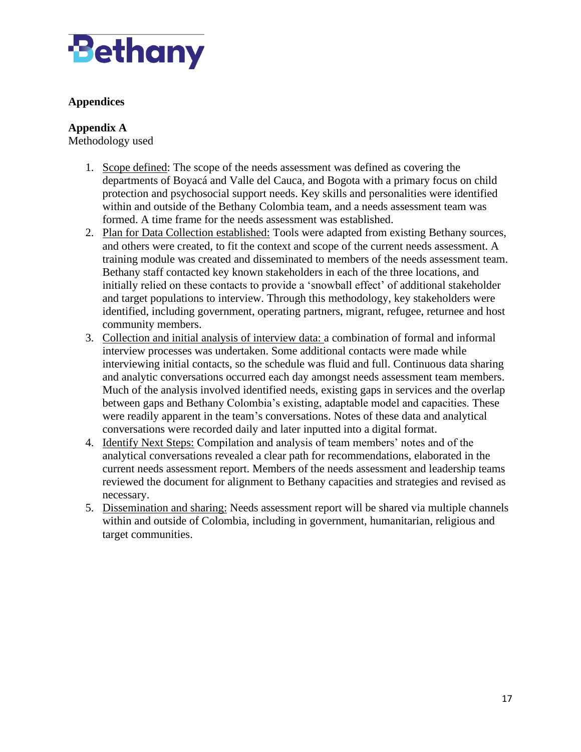**Appendices**

**Appendix A**
Methodology used

1. Scope defined: The scope of the needs assessment was defined as covering the departments of Boyacá and Valle del Cauca, and Bogota with a primary focus on child protection and psychosocial support needs. Key skills and personalities were identified within and outside of the Bethany Colombia team, and a needs assessment team was formed. A time frame for the needs assessment was established.
2. Plan for Data Collection established: Tools were adapted from existing Bethany sources, and others were created, to fit the context and scope of the current needs assessment. A training module was created and disseminated to members of the needs assessment team. Bethany staff contacted key known stakeholders in each of the three locations, and initially relied on these contacts to provide a 'snowball effect' of additional stakeholder and target populations to interview. Through this methodology, key stakeholders were identified, including government, operating partners, migrant, refugee, returnee and host community members.
3. Collection and initial analysis of interview data: a combination of formal and informal interview processes was undertaken. Some additional contacts were made while interviewing initial contacts, so the schedule was fluid and full. Continuous data sharing and analytic conversations occurred each day amongst needs assessment team members. Much of the analysis involved identified needs, existing gaps in services and the overlap between gaps and Bethany Colombia's existing, adaptable model and capacities. These were readily apparent in the team's conversations. Notes of these data and analytical conversations were recorded daily and later inputted into a digital format.
4. Identify Next Steps: Compilation and analysis of team members' notes and of the analytical conversations revealed a clear path for recommendations, elaborated in the current needs assessment report. Members of the needs assessment and leadership teams reviewed the document for alignment to Bethany capacities and strategies and revised as necessary.
5. Dissemination and sharing: Needs assessment report will be shared via multiple channels within and outside of Colombia, including in government, humanitarian, religious and target communities.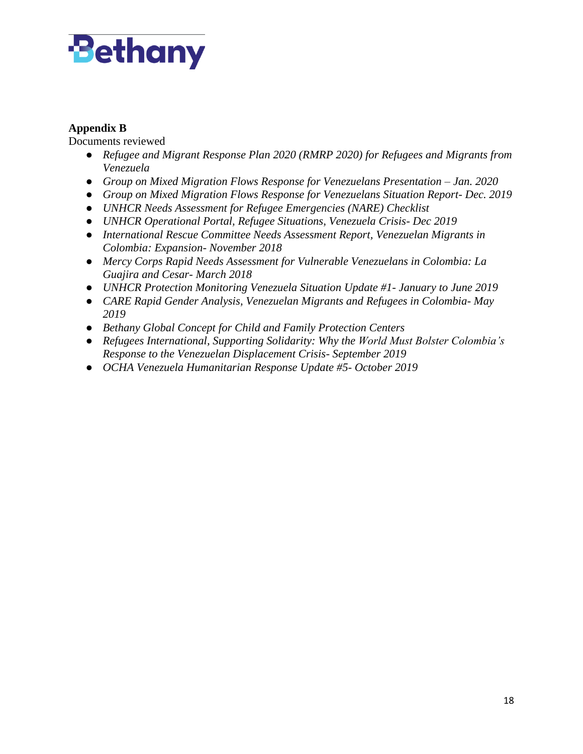**Appendix B**

Documents reviewed

- *Refugee and Migrant Response Plan 2020 (RMRP 2020) for Refugees and Migrants from Venezuela*
- *Group on Mixed Migration Flows Response for Venezuelans Presentation – Jan. 2020*
- *Group on Mixed Migration Flows Response for Venezuelans Situation Report- Dec. 2019*
- *UNHCR Needs Assessment for Refugee Emergencies (NARE) Checklist*
- *UNHCR Operational Portal, Refugee Situations, Venezuela Crisis- Dec 2019*
- *International Rescue Committee Needs Assessment Report, Venezuelan Migrants in Colombia: Expansion- November 2018*
- *Mercy Corps Rapid Needs Assessment for Vulnerable Venezuelans in Colombia: La Guajira and Cesar- March 2018*
- *UNHCR Protection Monitoring Venezuela Situation Update #1- January to June 2019*
- *CARE Rapid Gender Analysis, Venezuelan Migrants and Refugees in Colombia- May 2019*
- *Bethany Global Concept for Child and Family Protection Centers*
- *Refugees International, Supporting Solidarity: Why the World Must Bolster Colombia's Response to the Venezuelan Displacement Crisis- September 2019*
- *OCHA Venezuela Humanitarian Response Update #5- October 2019*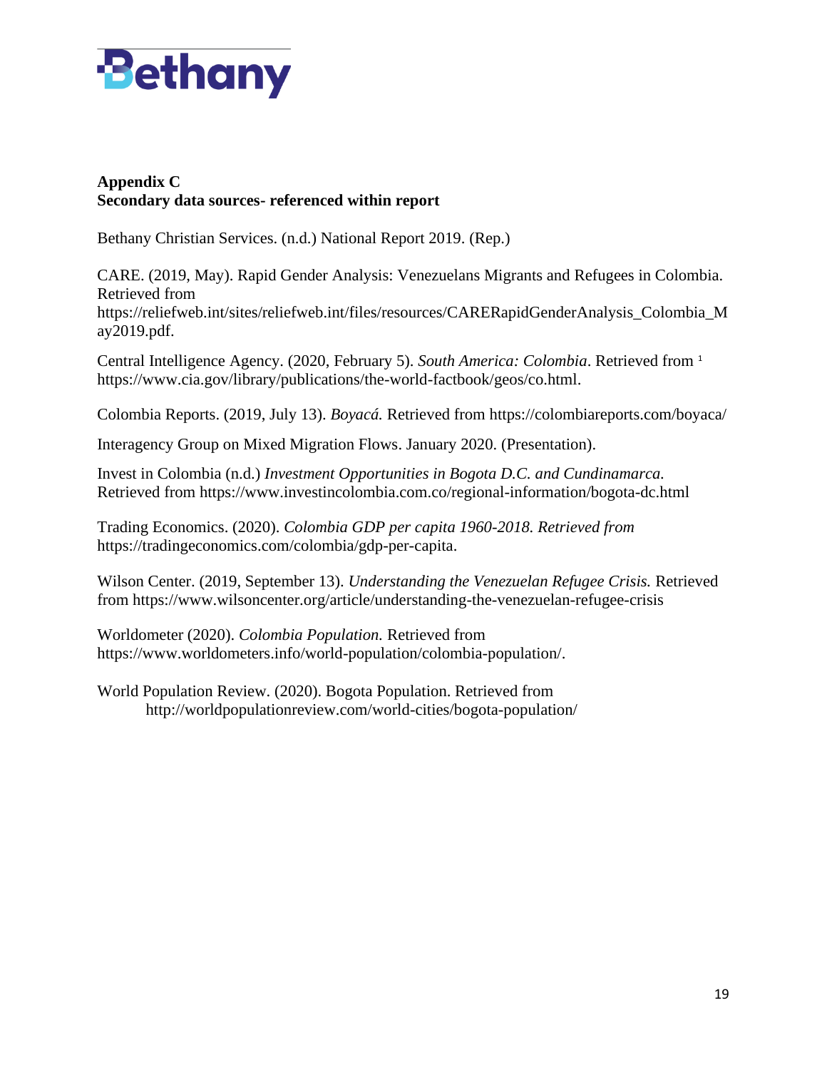## Appendix C
## Secondary data sources- referenced within report

Bethany Christian Services. (n.d.) National Report 2019. (Rep.)

CARE. (2019, May). Rapid Gender Analysis: Venezuelans Migrants and Refugees in Colombia. Retrieved from https://reliefweb.int/sites/reliefweb.int/files/resources/CARERapidGenderAnalysis_Colombia_May2019.pdf.

Central Intelligence Agency. (2020, February 5). *South America: Colombia*. Retrieved from [1] https://www.cia.gov/library/publications/the-world-factbook/geos/co.html.

Colombia Reports. (2019, July 13). *Boyacá.* Retrieved from https://colombiareports.com/boyaca/

Interagency Group on Mixed Migration Flows. January 2020. (Presentation).

Invest in Colombia (n.d.) *Investment Opportunities in Bogota D.C. and Cundinamarca.* Retrieved from https://www.investincolombia.com.co/regional-information/bogota-dc.html

Trading Economics. (2020). *Colombia GDP per capita 1960-2018. Retrieved from* https://tradingeconomics.com/colombia/gdp-per-capita.

Wilson Center. (2019, September 13). *Understanding the Venezuelan Refugee Crisis.* Retrieved from https://www.wilsoncenter.org/article/understanding-the-venezuelan-refugee-crisis

Worldometer (2020). *Colombia Population.* Retrieved from https://www.worldometers.info/world-population/colombia-population/.

World Population Review. (2020). Bogota Population. Retrieved from http://worldpopulationreview.com/world-cities/bogota-population/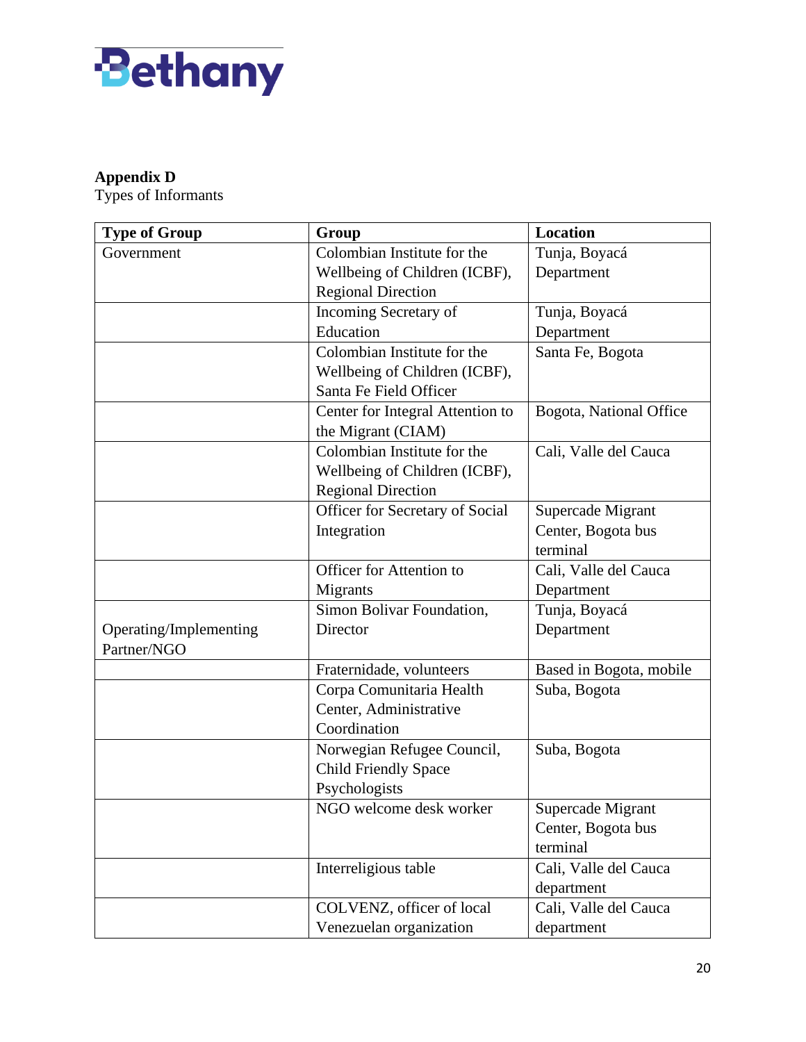**Appendix D**
Types of Informants

| Type of Group | Group | Location |
|---|---|---|
| Government | Colombian Institute for the Wellbeing of Children (ICBF), Regional Direction | Tunja, Boyacá Department |
| | Incoming Secretary of Education | Tunja, Boyacá Department |
| | Colombian Institute for the Wellbeing of Children (ICBF), Santa Fe Field Officer | Santa Fe, Bogota |
| | Center for Integral Attention to the Migrant (CIAM) | Bogota, National Office |
| | Colombian Institute for the Wellbeing of Children (ICBF), Regional Direction | Cali, Valle del Cauca |
| | Officer for Secretary of Social Integration | Supercade Migrant Center, Bogota bus terminal |
| | Officer for Attention to Migrants | Cali, Valle del Cauca Department |
| Operating/Implementing Partner/NGO | Simon Bolivar Foundation, Director | Tunja, Boyacá Department |
| | Fraternidade, volunteers | Based in Bogota, mobile |
| | Corpa Comunitaria Health Center, Administrative Coordination | Suba, Bogota |
| | Norwegian Refugee Council, Child Friendly Space Psychologists | Suba, Bogota |
| | NGO welcome desk worker | Supercade Migrant Center, Bogota bus terminal |
| | Interreligious table | Cali, Valle del Cauca department |
| | COLVENZ, officer of local Venezuelan organization | Cali, Valle del Cauca department |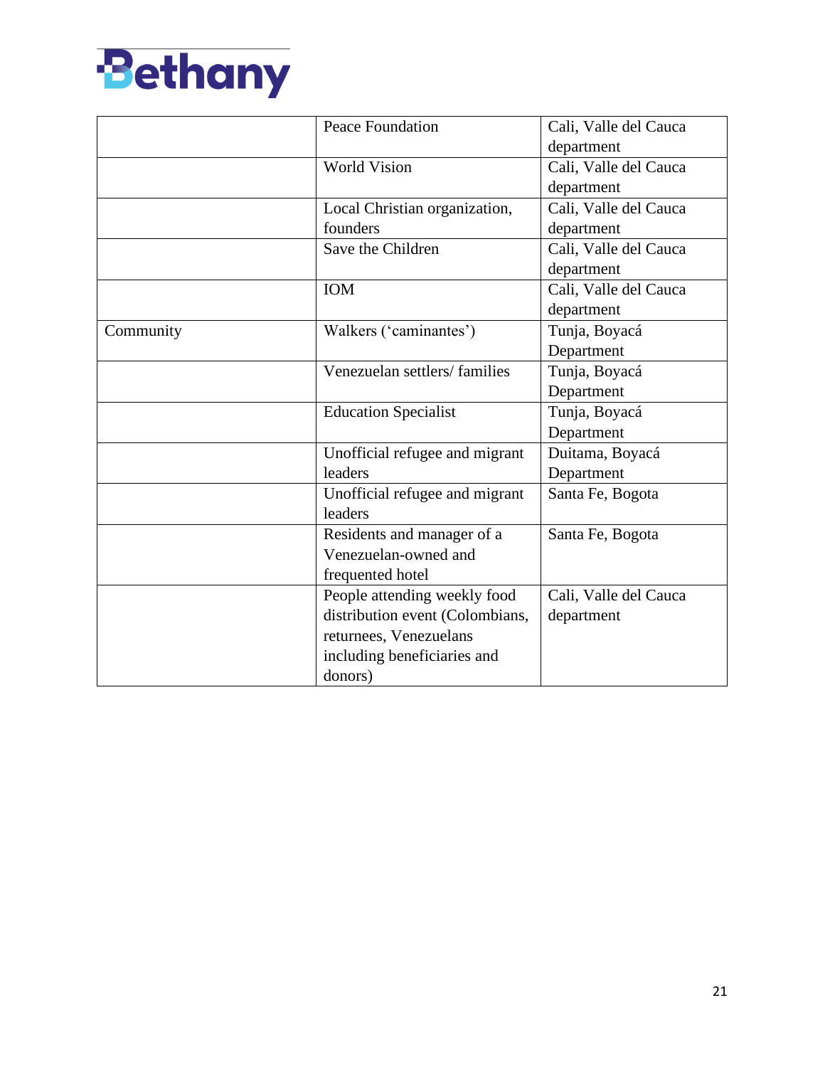| | | |
|---|---|---|
| | Peace Foundation | Cali, Valle del Cauca department |
| | World Vision | Cali, Valle del Cauca department |
| | Local Christian organization, founders | Cali, Valle del Cauca department |
| | Save the Children | Cali, Valle del Cauca department |
| | IOM | Cali, Valle del Cauca department |
| Community | Walkers ('caminantes') | Tunja, Boyacá Department |
| | Venezuelan settlers/ families | Tunja, Boyacá Department |
| | Education Specialist | Tunja, Boyacá Department |
| | Unofficial refugee and migrant leaders | Duitama, Boyacá Department |
| | Unofficial refugee and migrant leaders | Santa Fe, Bogota |
| | Residents and manager of a Venezuelan-owned and frequented hotel | Santa Fe, Bogota |
| | People attending weekly food distribution event (Colombians, returnees, Venezuelans including beneficiaries and donors) | Cali, Valle del Cauca department |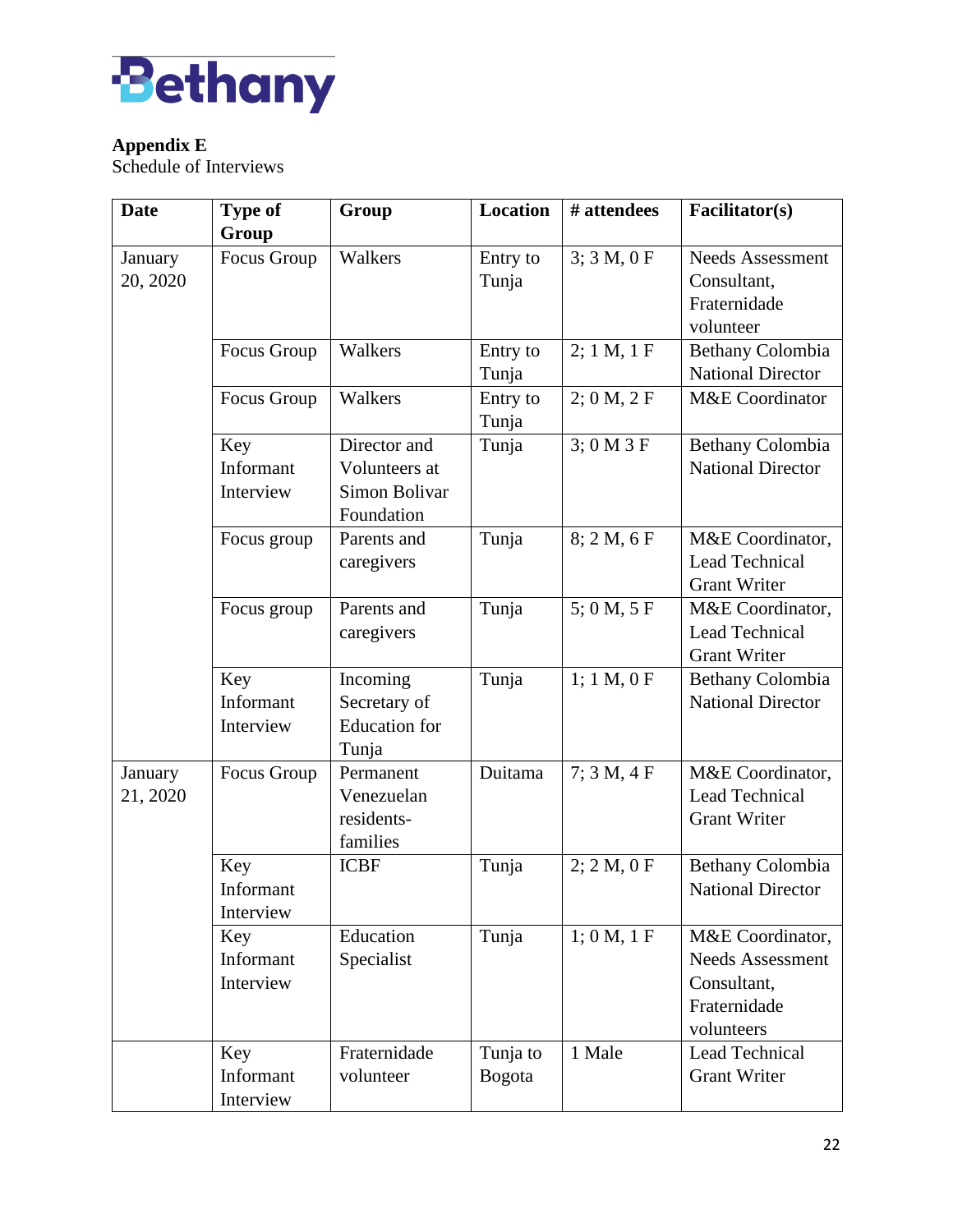**Appendix E**
Schedule of Interviews

| Date | Type of Group | Group | Location | # attendees | Facilitator(s) |
|---|---|---|---|---|---|
| January 20, 2020 | Focus Group | Walkers | Entry to Tunja | 3; 3 M, 0 F | Needs Assessment Consultant, Fraternidade volunteer |
| | Focus Group | Walkers | Entry to Tunja | 2; 1 M, 1 F | Bethany Colombia National Director |
| | Focus Group | Walkers | Entry to Tunja | 2; 0 M, 2 F | M&E Coordinator |
| | Key Informant Interview | Director and Volunteers at Simon Bolivar Foundation | Tunja | 3; 0 M 3 F | Bethany Colombia National Director |
| | Focus group | Parents and caregivers | Tunja | 8; 2 M, 6 F | M&E Coordinator, Lead Technical Grant Writer |
| | Focus group | Parents and caregivers | Tunja | 5; 0 M, 5 F | M&E Coordinator, Lead Technical Grant Writer |
| | Key Informant Interview | Incoming Secretary of Education for Tunja | Tunja | 1; 1 M, 0 F | Bethany Colombia National Director |
| January 21, 2020 | Focus Group | Permanent Venezuelan residents-families | Duitama | 7; 3 M, 4 F | M&E Coordinator, Lead Technical Grant Writer |
| | Key Informant Interview | ICBF | Tunja | 2; 2 M, 0 F | Bethany Colombia National Director |
| | Key Informant Interview | Education Specialist | Tunja | 1; 0 M, 1 F | M&E Coordinator, Needs Assessment Consultant, Fraternidade volunteers |
| | Key Informant Interview | Fraternidade volunteer | Tunja to Bogota | 1 Male | Lead Technical Grant Writer |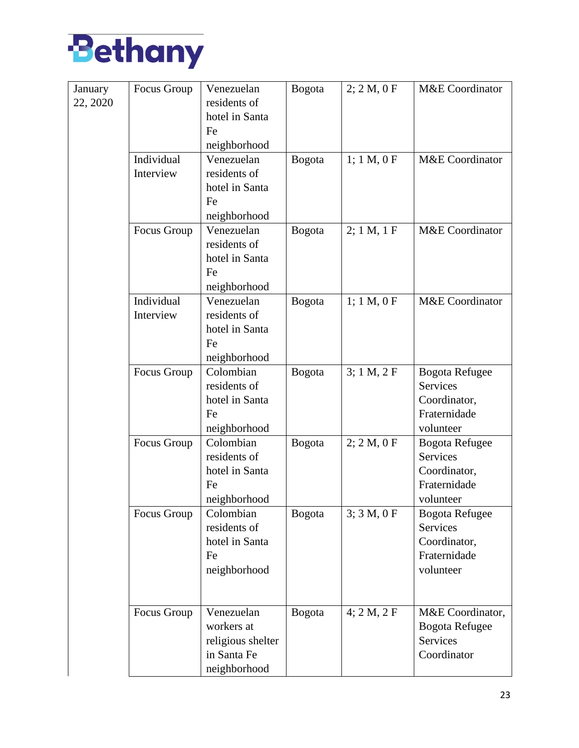| January 22, 2020 | Focus Group | Venezuelan residents of hotel in Santa Fe neighborhood | Bogota | 2; 2 M, 0 F | M&E Coordinator |
|---|---|---|---|---|---|
| | Individual Interview | Venezuelan residents of hotel in Santa Fe neighborhood | Bogota | 1; 1 M, 0 F | M&E Coordinator |
| | Focus Group | Venezuelan residents of hotel in Santa Fe neighborhood | Bogota | 2; 1 M, 1 F | M&E Coordinator |
| | Individual Interview | Venezuelan residents of hotel in Santa Fe neighborhood | Bogota | 1; 1 M, 0 F | M&E Coordinator |
| | Focus Group | Colombian residents of hotel in Santa Fe neighborhood | Bogota | 3; 1 M, 2 F | Bogota Refugee Services Coordinator, Fraternidade volunteer |
| | Focus Group | Colombian residents of hotel in Santa Fe neighborhood | Bogota | 2; 2 M, 0 F | Bogota Refugee Services Coordinator, Fraternidade volunteer |
| | Focus Group | Colombian residents of hotel in Santa Fe neighborhood | Bogota | 3; 3 M, 0 F | Bogota Refugee Services Coordinator, Fraternidade volunteer |
| | Focus Group | Venezuelan workers at religious shelter in Santa Fe neighborhood | Bogota | 4; 2 M, 2 F | M&E Coordinator, Bogota Refugee Services Coordinator |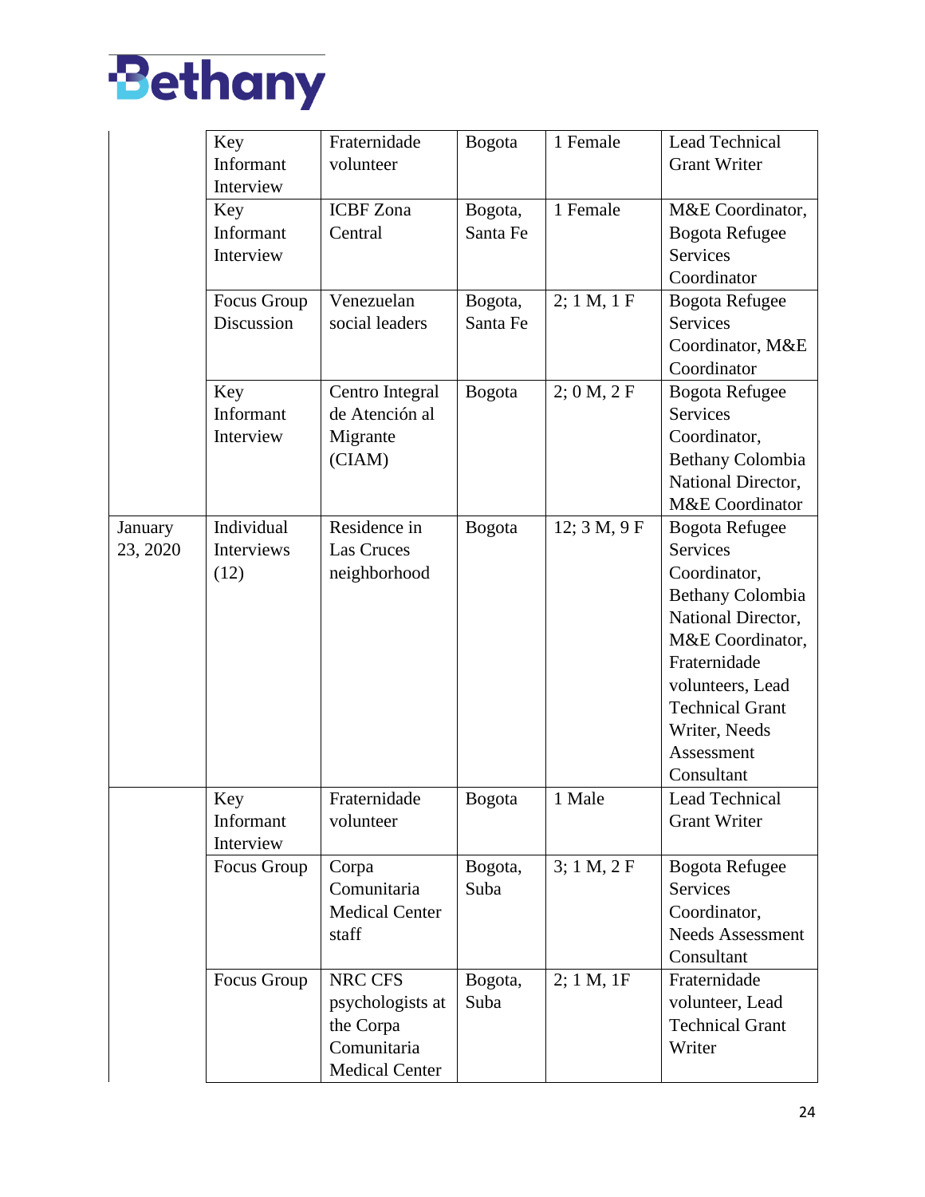| | | | | | |
|---|---|---|---|---|---|
| | Key Informant Interview | Fraternidade volunteer | Bogota | 1 Female | Lead Technical Grant Writer |
| | Key Informant Interview | ICBF Zona Central | Bogota, Santa Fe | 1 Female | M&E Coordinator, Bogota Refugee Services Coordinator |
| | Focus Group Discussion | Venezuelan social leaders | Bogota, Santa Fe | 2; 1 M, 1 F | Bogota Refugee Services Coordinator, M&E Coordinator |
| | Key Informant Interview | Centro Integral de Atención al Migrante (CIAM) | Bogota | 2; 0 M, 2 F | Bogota Refugee Services Coordinator, Bethany Colombia National Director, M&E Coordinator |
| January 23, 2020 | Individual Interviews (12) | Residence in Las Cruces neighborhood | Bogota | 12; 3 M, 9 F | Bogota Refugee Services Coordinator, Bethany Colombia National Director, M&E Coordinator, Fraternidade volunteers, Lead Technical Grant Writer, Needs Assessment Consultant |
| | Key Informant Interview | Fraternidade volunteer | Bogota | 1 Male | Lead Technical Grant Writer |
| | Focus Group | Corpa Comunitaria Medical Center staff | Bogota, Suba | 3; 1 M, 2 F | Bogota Refugee Services Coordinator, Needs Assessment Consultant |
| | Focus Group | NRC CFS psychologists at the Corpa Comunitaria Medical Center | Bogota, Suba | 2; 1 M, 1F | Fraternidade volunteer, Lead Technical Grant Writer |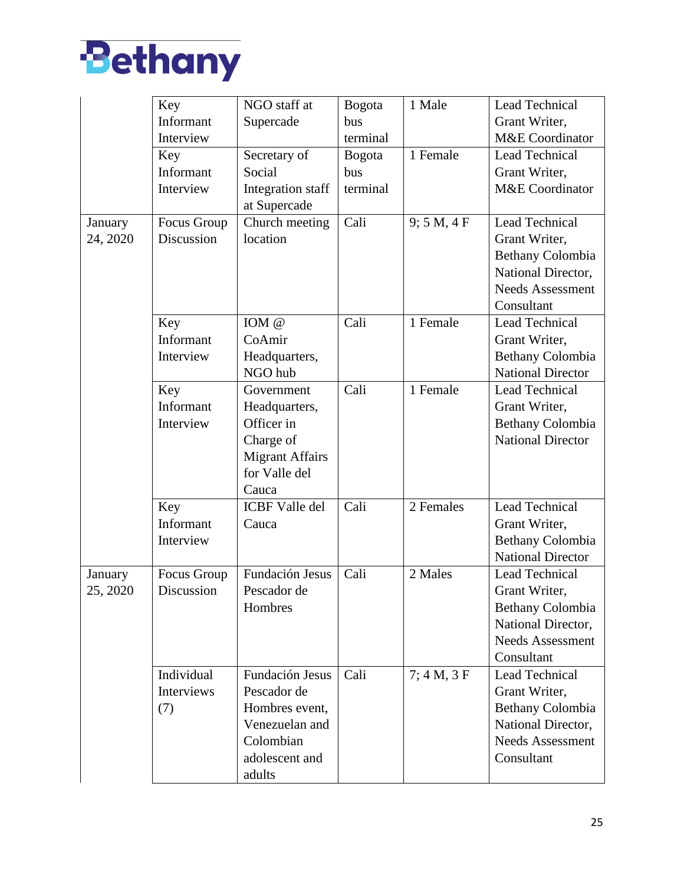| | | | | | |
|---|---|---|---|---|---|
| | Key Informant Interview | NGO staff at Supercade | Bogota bus terminal | 1 Male | Lead Technical Grant Writer, M&E Coordinator |
| | Key Informant Interview | Secretary of Social Integration staff at Supercade | Bogota bus terminal | 1 Female | Lead Technical Grant Writer, M&E Coordinator |
| January 24, 2020 | Focus Group Discussion | Church meeting location | Cali | 9; 5 M, 4 F | Lead Technical Grant Writer, Bethany Colombia National Director, Needs Assessment Consultant |
| | Key Informant Interview | IOM @ CoAmir Headquarters, NGO hub | Cali | 1 Female | Lead Technical Grant Writer, Bethany Colombia National Director |
| | Key Informant Interview | Government Headquarters, Officer in Charge of Migrant Affairs for Valle del Cauca | Cali | 1 Female | Lead Technical Grant Writer, Bethany Colombia National Director |
| | Key Informant Interview | ICBF Valle del Cauca | Cali | 2 Females | Lead Technical Grant Writer, Bethany Colombia National Director |
| January 25, 2020 | Focus Group Discussion | Fundación Jesus Pescador de Hombres | Cali | 2 Males | Lead Technical Grant Writer, Bethany Colombia National Director, Needs Assessment Consultant |
| | Individual Interviews (7) | Fundación Jesus Pescador de Hombres event, Venezuelan and Colombian adolescent and adults | Cali | 7; 4 M, 3 F | Lead Technical Grant Writer, Bethany Colombia National Director, Needs Assessment Consultant |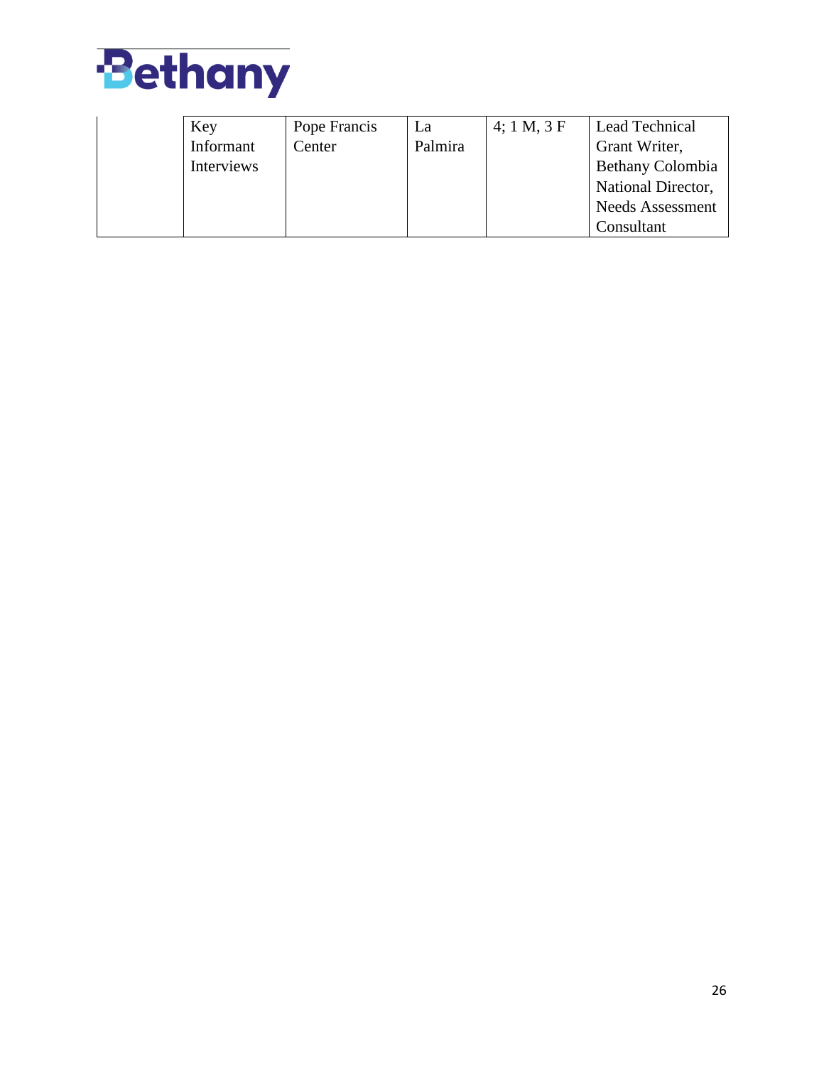| | Key Informant Interviews | Pope Francis Center | La Palmira | 4; 1 M, 3 F | Lead Technical Grant Writer, Bethany Colombia National Director, Needs Assessment Consultant |
|---|---|---|---|---|---|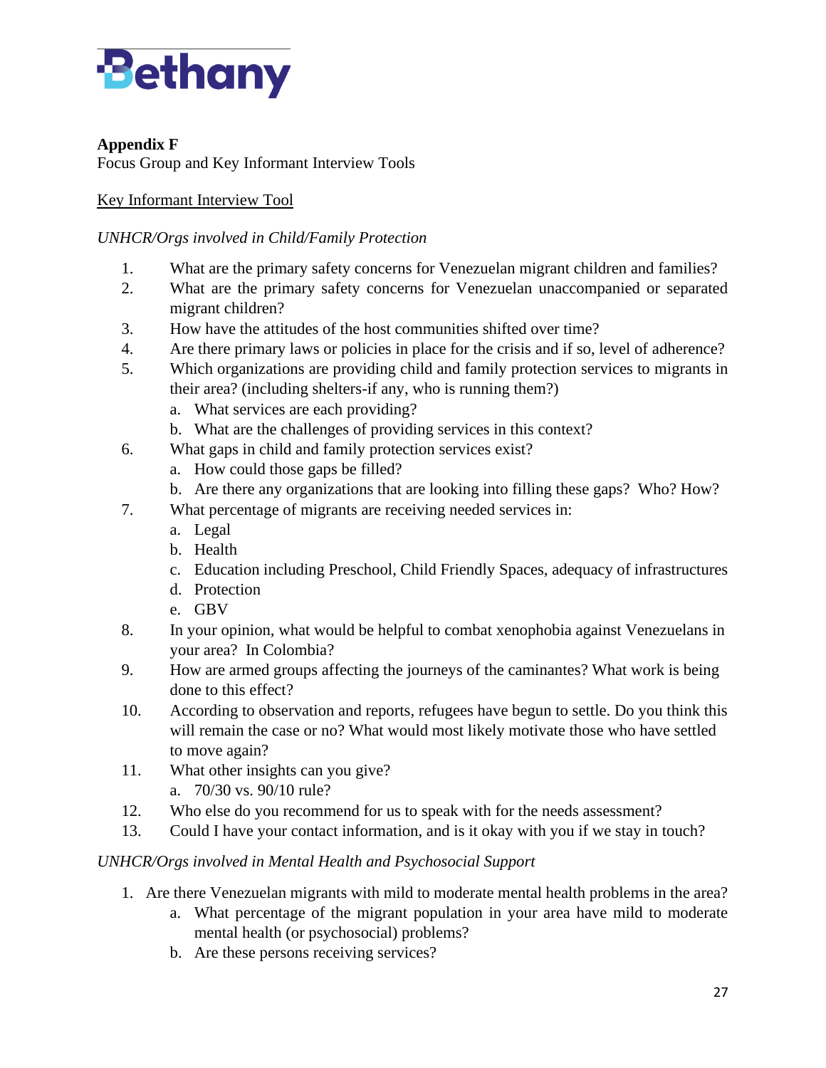**Appendix F**

Focus Group and Key Informant Interview Tools

<u>Key Informant Interview Tool</u>

*UNHCR/Orgs involved in Child/Family Protection*

1. What are the primary safety concerns for Venezuelan migrant children and families?
2. What are the primary safety concerns for Venezuelan unaccompanied or separated migrant children?
3. How have the attitudes of the host communities shifted over time?
4. Are there primary laws or policies in place for the crisis and if so, level of adherence?
5. Which organizations are providing child and family protection services to migrants in their area? (including shelters-if any, who is running them?)
   a. What services are each providing?
   b. What are the challenges of providing services in this context?
6. What gaps in child and family protection services exist?
   a. How could those gaps be filled?
   b. Are there any organizations that are looking into filling these gaps? Who? How?
7. What percentage of migrants are receiving needed services in:
   a. Legal
   b. Health
   c. Education including Preschool, Child Friendly Spaces, adequacy of infrastructures
   d. Protection
   e. GBV
8. In your opinion, what would be helpful to combat xenophobia against Venezuelans in your area? In Colombia?
9. How are armed groups affecting the journeys of the caminantes? What work is being done to this effect?
10. According to observation and reports, refugees have begun to settle. Do you think this will remain the case or no? What would most likely motivate those who have settled to move again?
11. What other insights can you give?
    a. 70/30 vs. 90/10 rule?
12. Who else do you recommend for us to speak with for the needs assessment?
13. Could I have your contact information, and is it okay with you if we stay in touch?

*UNHCR/Orgs involved in Mental Health and Psychosocial Support*

1. Are there Venezuelan migrants with mild to moderate mental health problems in the area?
   a. What percentage of the migrant population in your area have mild to moderate mental health (or psychosocial) problems?
   b. Are these persons receiving services?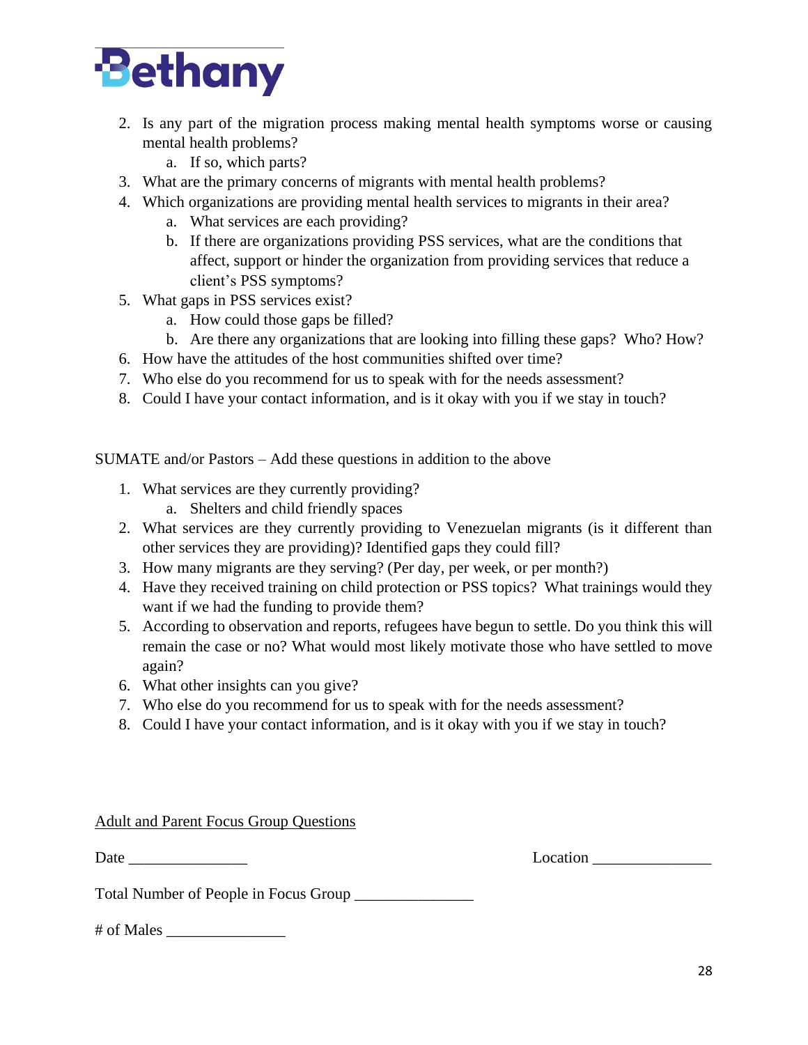2. Is any part of the migration process making mental health symptoms worse or causing mental health problems?
    a. If so, which parts?
3. What are the primary concerns of migrants with mental health problems?
4. Which organizations are providing mental health services to migrants in their area?
    a. What services are each providing?
    b. If there are organizations providing PSS services, what are the conditions that affect, support or hinder the organization from providing services that reduce a client's PSS symptoms?
5. What gaps in PSS services exist?
    a. How could those gaps be filled?
    b. Are there any organizations that are looking into filling these gaps? Who? How?
6. How have the attitudes of the host communities shifted over time?
7. Who else do you recommend for us to speak with for the needs assessment?
8. Could I have your contact information, and is it okay with you if we stay in touch?

SUMATE and/or Pastors – Add these questions in addition to the above

1. What services are they currently providing?
    a. Shelters and child friendly spaces
2. What services are they currently providing to Venezuelan migrants (is it different than other services they are providing)? Identified gaps they could fill?
3. How many migrants are they serving? (Per day, per week, or per month?)
4. Have they received training on child protection or PSS topics? What trainings would they want if we had the funding to provide them?
5. According to observation and reports, refugees have begun to settle. Do you think this will remain the case or no? What would most likely motivate those who have settled to move again?
6. What other insights can you give?
7. Who else do you recommend for us to speak with for the needs assessment?
8. Could I have your contact information, and is it okay with you if we stay in touch?

<u>Adult and Parent Focus Group Questions</u>

Date _______________ Location _______________

Total Number of People in Focus Group _______________

# of Males _______________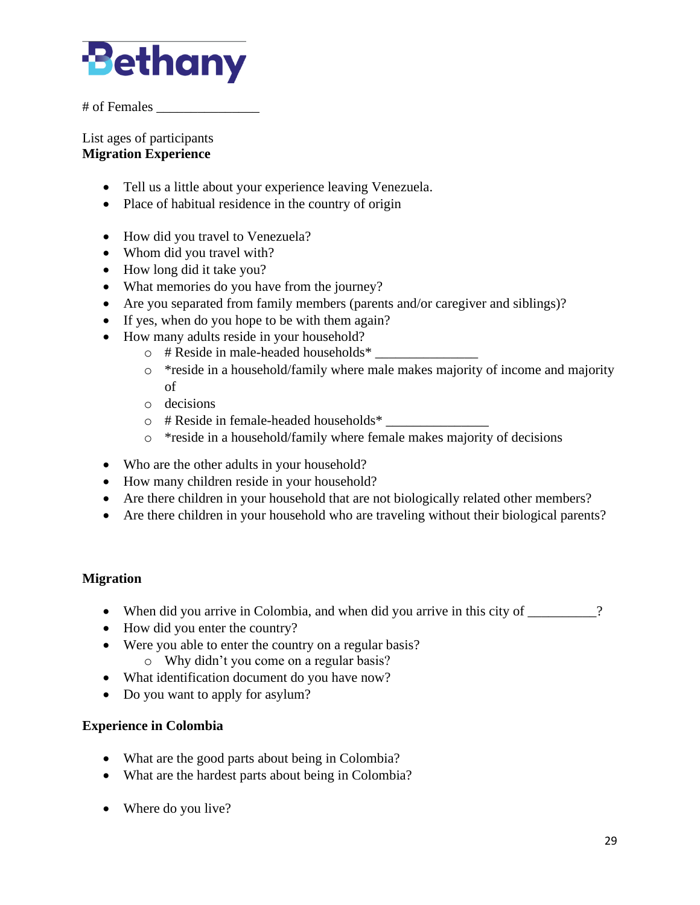# of Females _______________

List ages of participants

**Migration Experience**

- Tell us a little about your experience leaving Venezuela.
- Place of habitual residence in the country of origin

- How did you travel to Venezuela?
- Whom did you travel with?
- How long did it take you?
- What memories do you have from the journey?
- Are you separated from family members (parents and/or caregiver and siblings)?
- If yes, when do you hope to be with them again?
- How many adults reside in your household?
    - # Reside in male-headed households* _______________
    - *reside in a household/family where male makes majority of income and majority of
    - decisions
    - # Reside in female-headed households* _______________
    - *reside in a household/family where female makes majority of decisions

- Who are the other adults in your household?
- How many children reside in your household?
- Are there children in your household that are not biologically related other members?
- Are there children in your household who are traveling without their biological parents?

**Migration**

- When did you arrive in Colombia, and when did you arrive in this city of __________?
- How did you enter the country?
- Were you able to enter the country on a regular basis?
    - Why didn't you come on a regular basis?
- What identification document do you have now?
- Do you want to apply for asylum?

**Experience in Colombia**

- What are the good parts about being in Colombia?
- What are the hardest parts about being in Colombia?

- Where do you live?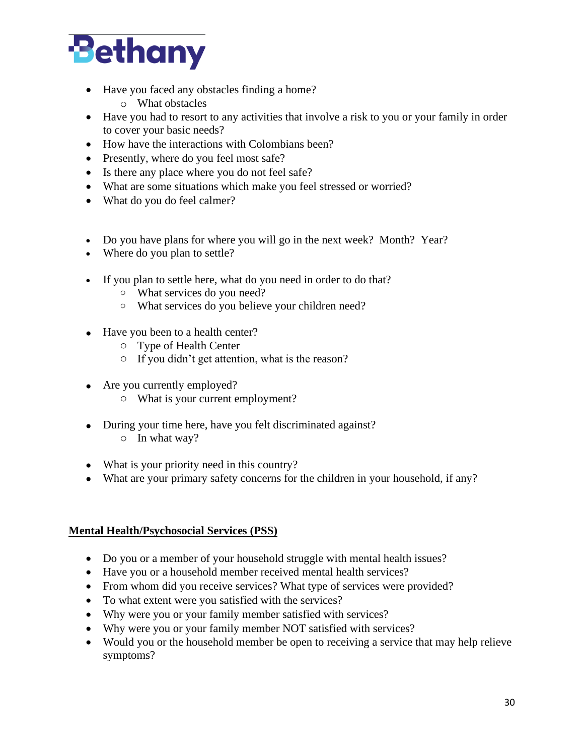- Have you faced any obstacles finding a home?
    - What obstacles
- Have you had to resort to any activities that involve a risk to you or your family in order to cover your basic needs?
- How have the interactions with Colombians been?
- Presently, where do you feel most safe?
- Is there any place where you do not feel safe?
- What are some situations which make you feel stressed or worried?
- What do you do feel calmer?

- Do you have plans for where you will go in the next week? Month? Year?
- Where do you plan to settle?

- If you plan to settle here, what do you need in order to do that?
    - What services do you need?
    - What services do you believe your children need?

- Have you been to a health center?
    - Type of Health Center
    - If you didn't get attention, what is the reason?

- Are you currently employed?
    - What is your current employment?

- During your time here, have you felt discriminated against?
    - In what way?

- What is your priority need in this country?
- What are your primary safety concerns for the children in your household, if any?

**<u>Mental Health/Psychosocial Services (PSS)</u>**

- Do you or a member of your household struggle with mental health issues?
- Have you or a household member received mental health services?
- From whom did you receive services? What type of services were provided?
- To what extent were you satisfied with the services?
- Why were you or your family member satisfied with services?
- Why were you or your family member NOT satisfied with services?
- Would you or the household member be open to receiving a service that may help relieve symptoms?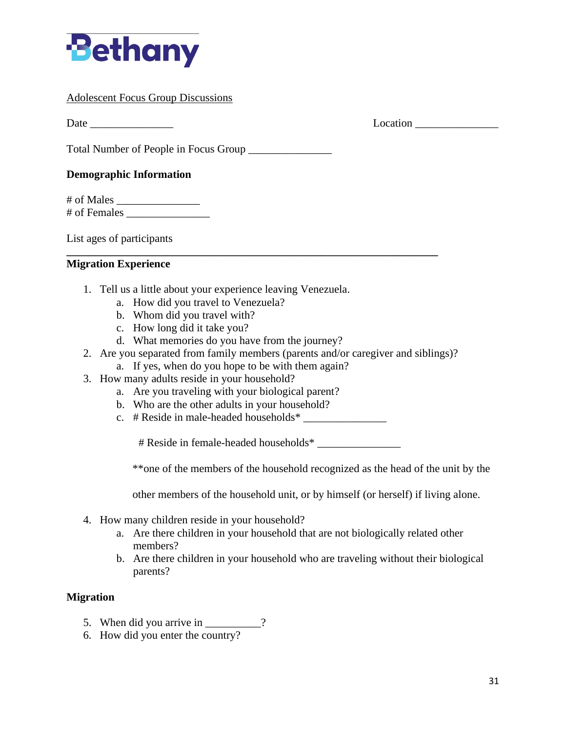Bethany

Adolescent Focus Group Discussions

Date _______________ Location _______________

Total Number of People in Focus Group _______________

**Demographic Information**

\# of Males _______________
\# of Females _______________

List ages of participants

**Migration Experience**

1. Tell us a little about your experience leaving Venezuela.
   a. How did you travel to Venezuela?
   b. Whom did you travel with?
   c. How long did it take you?
   d. What memories do you have from the journey?
2. Are you separated from family members (parents and/or caregiver and siblings)?
   a. If yes, when do you hope to be with them again?
3. How many adults reside in your household?
   a. Are you traveling with your biological parent?
   b. Who are the other adults in your household?
   c. # Reside in male-headed households* _______________

      # Reside in female-headed households* _______________

      **one of the members of the household recognized as the head of the unit by the other members of the household unit, or by himself (or herself) if living alone.
4. How many children reside in your household?
   a. Are there children in your household that are not biologically related other members?
   b. Are there children in your household who are traveling without their biological parents?

**Migration**

5. When did you arrive in __________?
6. How did you enter the country?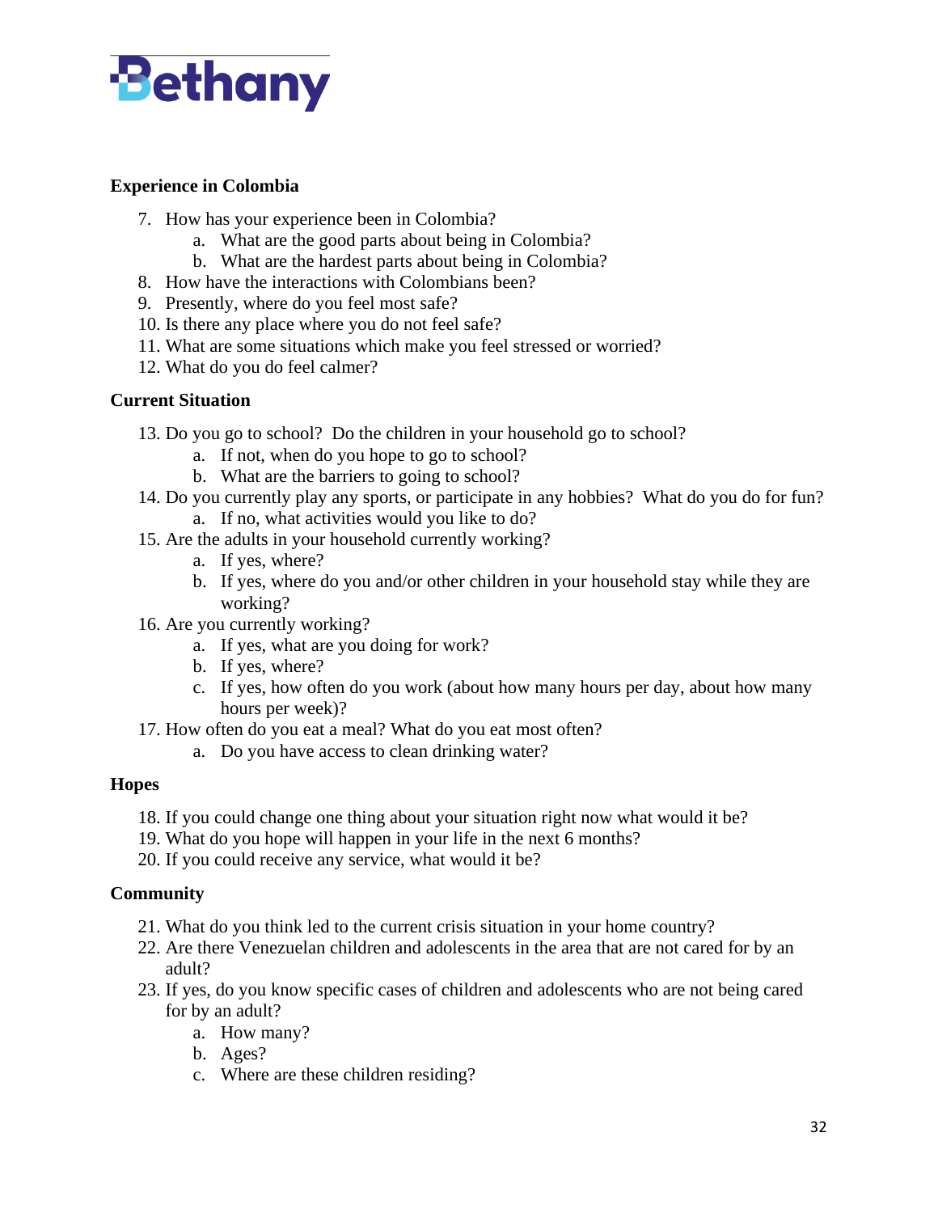**Experience in Colombia**

7. How has your experience been in Colombia?
    a. What are the good parts about being in Colombia?
    b. What are the hardest parts about being in Colombia?
8. How have the interactions with Colombians been?
9. Presently, where do you feel most safe?
10. Is there any place where you do not feel safe?
11. What are some situations which make you feel stressed or worried?
12. What do you do feel calmer?

**Current Situation**

13. Do you go to school? Do the children in your household go to school?
    a. If not, when do you hope to go to school?
    b. What are the barriers to going to school?
14. Do you currently play any sports, or participate in any hobbies? What do you do for fun?
    a. If no, what activities would you like to do?
15. Are the adults in your household currently working?
    a. If yes, where?
    b. If yes, where do you and/or other children in your household stay while they are working?
16. Are you currently working?
    a. If yes, what are you doing for work?
    b. If yes, where?
    c. If yes, how often do you work (about how many hours per day, about how many hours per week)?
17. How often do you eat a meal? What do you eat most often?
    a. Do you have access to clean drinking water?

**Hopes**

18. If you could change one thing about your situation right now what would it be?
19. What do you hope will happen in your life in the next 6 months?
20. If you could receive any service, what would it be?

**Community**

21. What do you think led to the current crisis situation in your home country?
22. Are there Venezuelan children and adolescents in the area that are not cared for by an adult?
23. If yes, do you know specific cases of children and adolescents who are not being cared for by an adult?
    a. How many?
    b. Ages?
    c. Where are these children residing?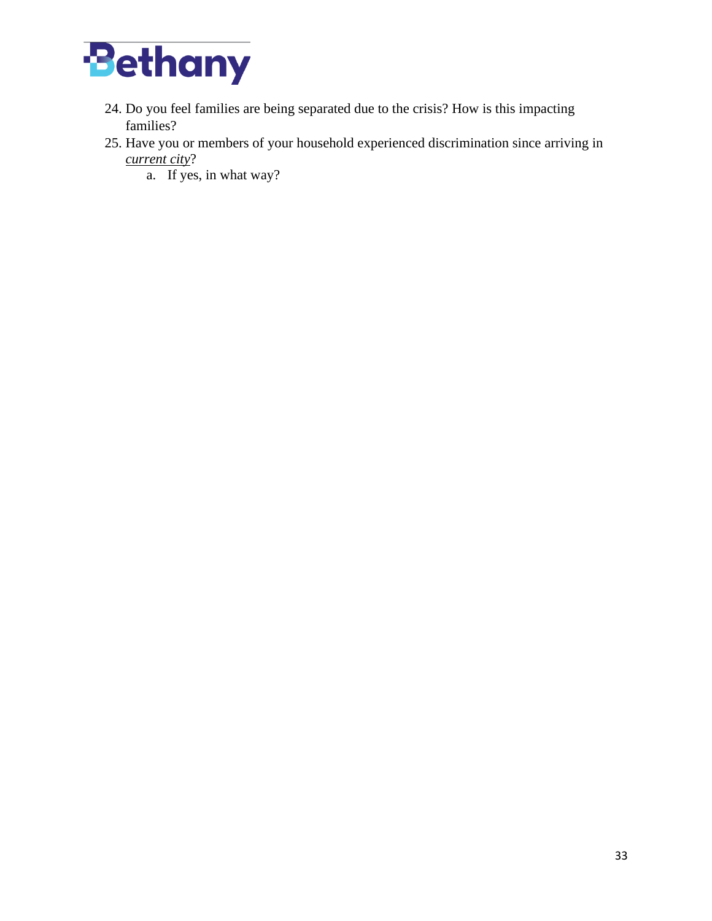24. Do you feel families are being separated due to the crisis? How is this impacting families?
25. Have you or members of your household experienced discrimination since arriving in *current city*?
    a. If yes, in what way?